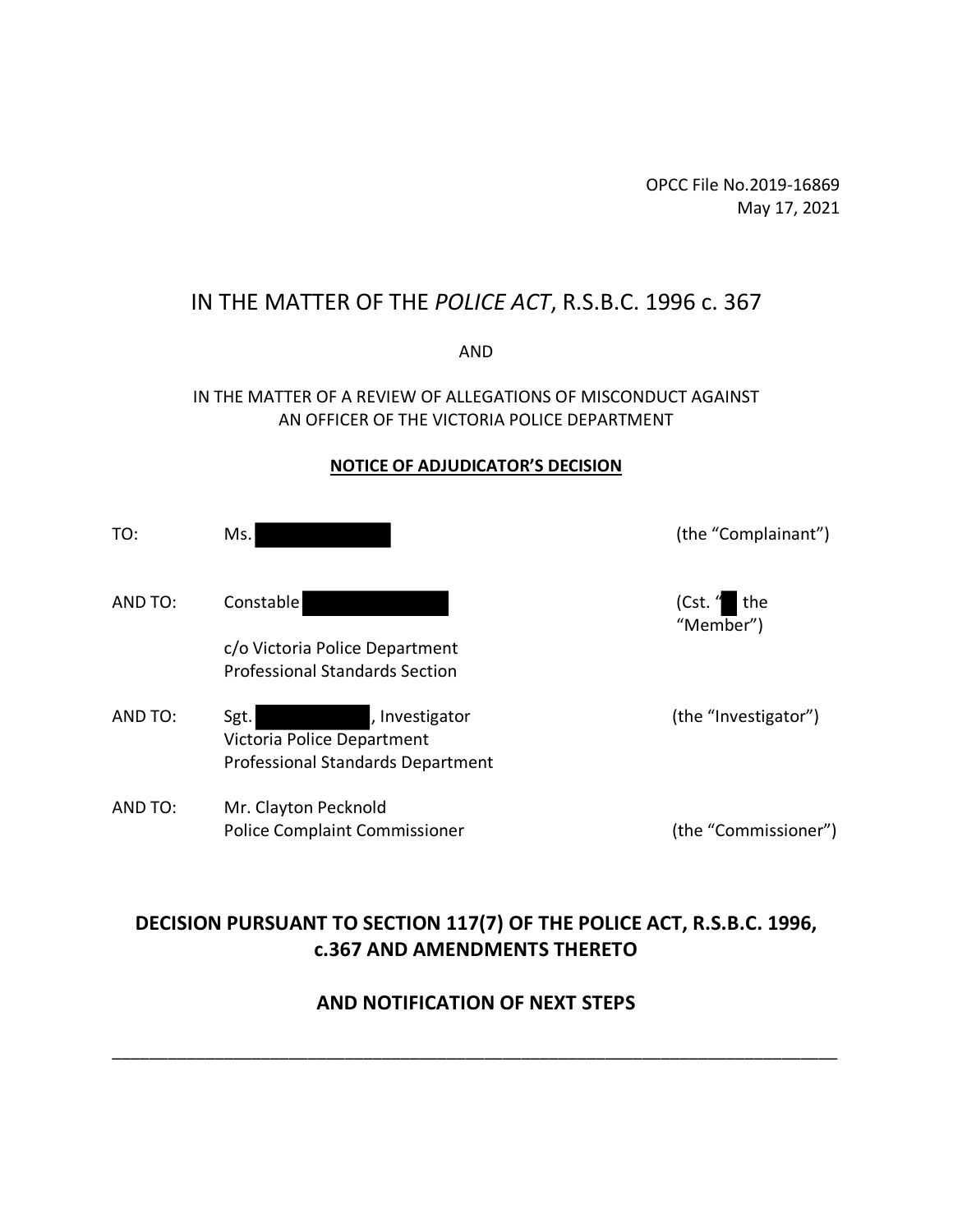OPCC File No.2019-16869
May 17, 2021

# IN THE MATTER OF THE *POLICE ACT*, R.S.B.C. 1996 c. 367

AND

IN THE MATTER OF A REVIEW OF ALLEGATIONS OF MISCONDUCT AGAINST AN OFFICER OF THE VICTORIA POLICE DEPARTMENT

**NOTICE OF ADJUDICATOR'S DECISION**

| | | |
|---|---|---|
| TO: | Ms. ███████ | (the "Complainant") |
| AND TO: | Constable ███████<br>c/o Victoria Police Department<br>Professional Standards Section | (Cst. "█" the "Member") |
| AND TO: | Sgt. ███████, Investigator<br>Victoria Police Department<br>Professional Standards Department | (the "Investigator") |
| AND TO: | Mr. Clayton Pecknold<br>Police Complaint Commissioner | (the "Commissioner") |

## DECISION PURSUANT TO SECTION 117(7) OF THE POLICE ACT, R.S.B.C. 1996, c.367 AND AMENDMENTS THERETO

## AND NOTIFICATION OF NEXT STEPS

---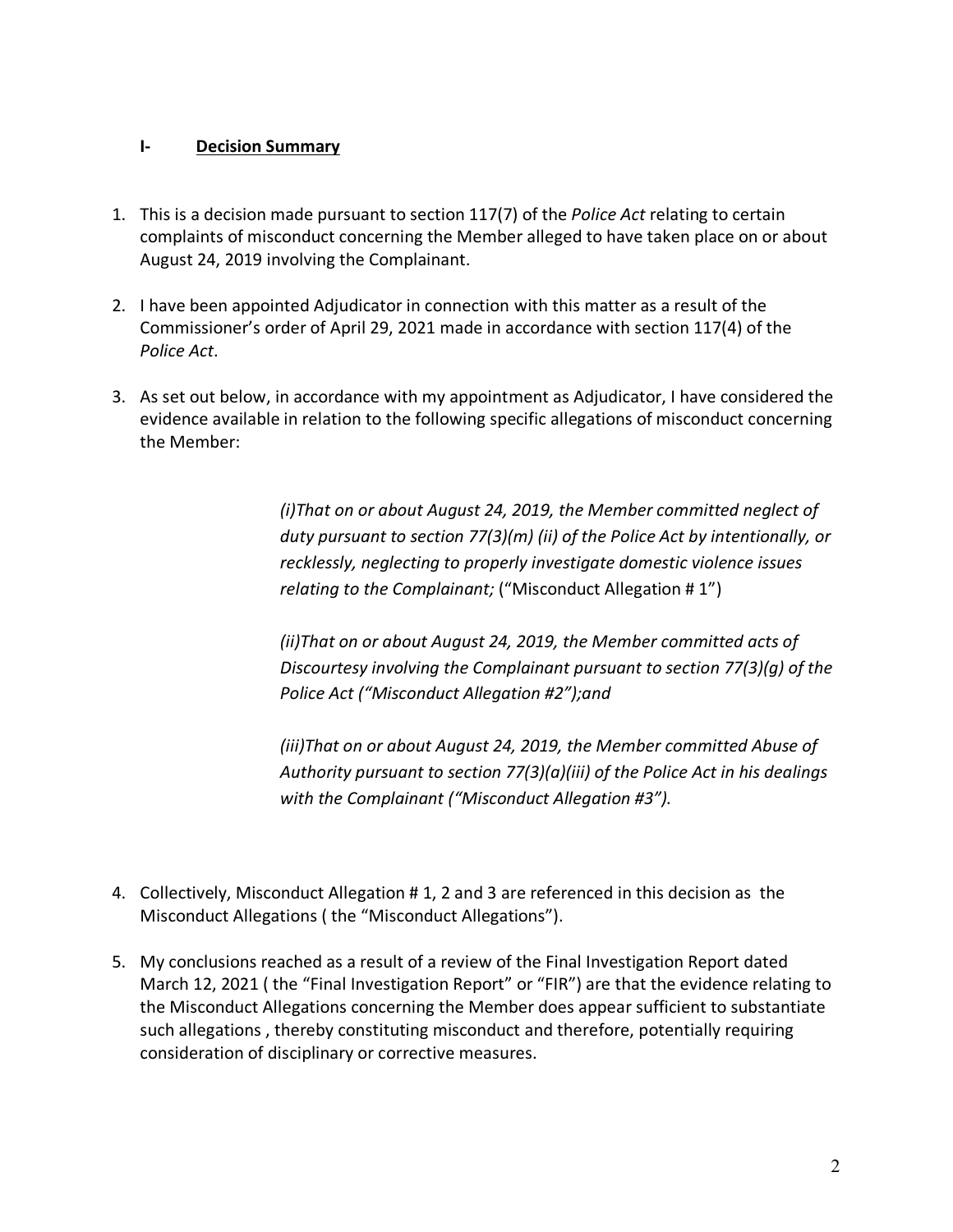## I- **Decision Summary**

1. This is a decision made pursuant to section 117(7) of the *Police Act* relating to certain complaints of misconduct concerning the Member alleged to have taken place on or about August 24, 2019 involving the Complainant.

2. I have been appointed Adjudicator in connection with this matter as a result of the Commissioner's order of April 29, 2021 made in accordance with section 117(4) of the *Police Act*.

3. As set out below, in accordance with my appointment as Adjudicator, I have considered the evidence available in relation to the following specific allegations of misconduct concerning the Member:

   > *(i)That on or about August 24, 2019, the Member committed neglect of duty pursuant to section 77(3)(m) (ii) of the Police Act by intentionally, or recklessly, neglecting to properly investigate domestic violence issues relating to the Complainant;* ("Misconduct Allegation # 1")
   >
   > *(ii)That on or about August 24, 2019, the Member committed acts of Discourtesy involving the Complainant pursuant to section 77(3)(g) of the Police Act ("Misconduct Allegation #2");and*
   >
   > *(iii)That on or about August 24, 2019, the Member committed Abuse of Authority pursuant to section 77(3)(a)(iii) of the Police Act in his dealings with the Complainant ("Misconduct Allegation #3").*

4. Collectively, Misconduct Allegation # 1, 2 and 3 are referenced in this decision as the Misconduct Allegations ( the "Misconduct Allegations").

5. My conclusions reached as a result of a review of the Final Investigation Report dated March 12, 2021 ( the "Final Investigation Report" or "FIR") are that the evidence relating to the Misconduct Allegations concerning the Member does appear sufficient to substantiate such allegations , thereby constituting misconduct and therefore, potentially requiring consideration of disciplinary or corrective measures.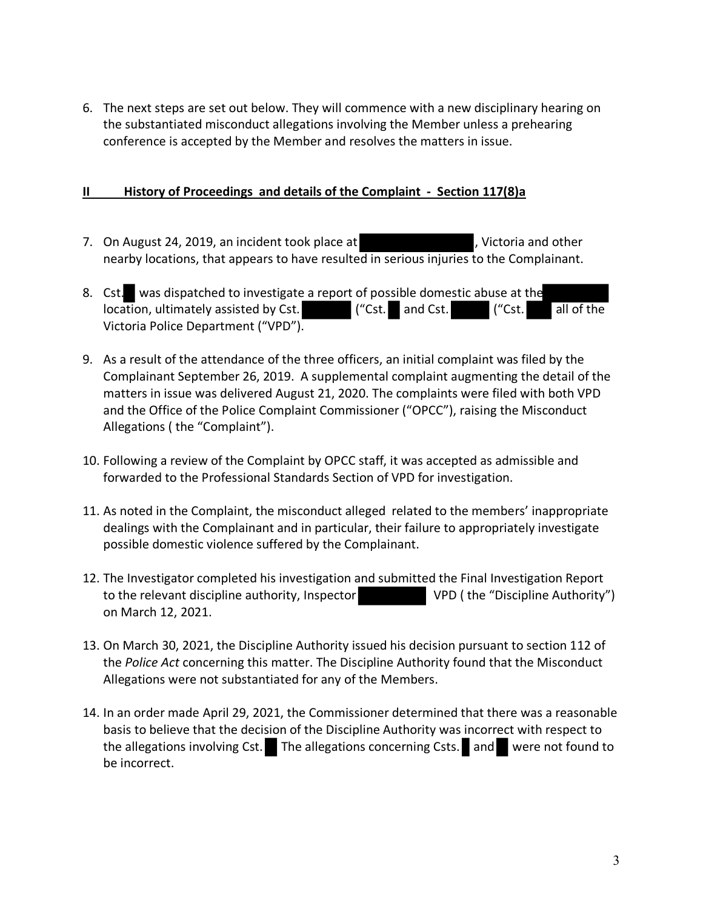6. The next steps are set out below. They will commence with a new disciplinary hearing on the substantiated misconduct allegations involving the Member unless a prehearing conference is accepted by the Member and resolves the matters in issue.

## II History of Proceedings and details of the Complaint - Section 117(8)a

7. On August 24, 2019, an incident took place at , Victoria and other nearby locations, that appears to have resulted in serious injuries to the Complainant.

8. Cst. was dispatched to investigate a report of possible domestic abuse at the location, ultimately assisted by Cst. ("Cst. and Cst. ("Cst. all of the Victoria Police Department ("VPD").

9. As a result of the attendance of the three officers, an initial complaint was filed by the Complainant September 26, 2019. A supplemental complaint augmenting the detail of the matters in issue was delivered August 21, 2020. The complaints were filed with both VPD and the Office of the Police Complaint Commissioner ("OPCC"), raising the Misconduct Allegations ( the "Complaint").

10. Following a review of the Complaint by OPCC staff, it was accepted as admissible and forwarded to the Professional Standards Section of VPD for investigation.

11. As noted in the Complaint, the misconduct alleged related to the members' inappropriate dealings with the Complainant and in particular, their failure to appropriately investigate possible domestic violence suffered by the Complainant.

12. The Investigator completed his investigation and submitted the Final Investigation Report to the relevant discipline authority, Inspector VPD ( the "Discipline Authority") on March 12, 2021.

13. On March 30, 2021, the Discipline Authority issued his decision pursuant to section 112 of the *Police Act* concerning this matter. The Discipline Authority found that the Misconduct Allegations were not substantiated for any of the Members.

14. In an order made April 29, 2021, the Commissioner determined that there was a reasonable basis to believe that the decision of the Discipline Authority was incorrect with respect to the allegations involving Cst. The allegations concerning Csts. and were not found to be incorrect.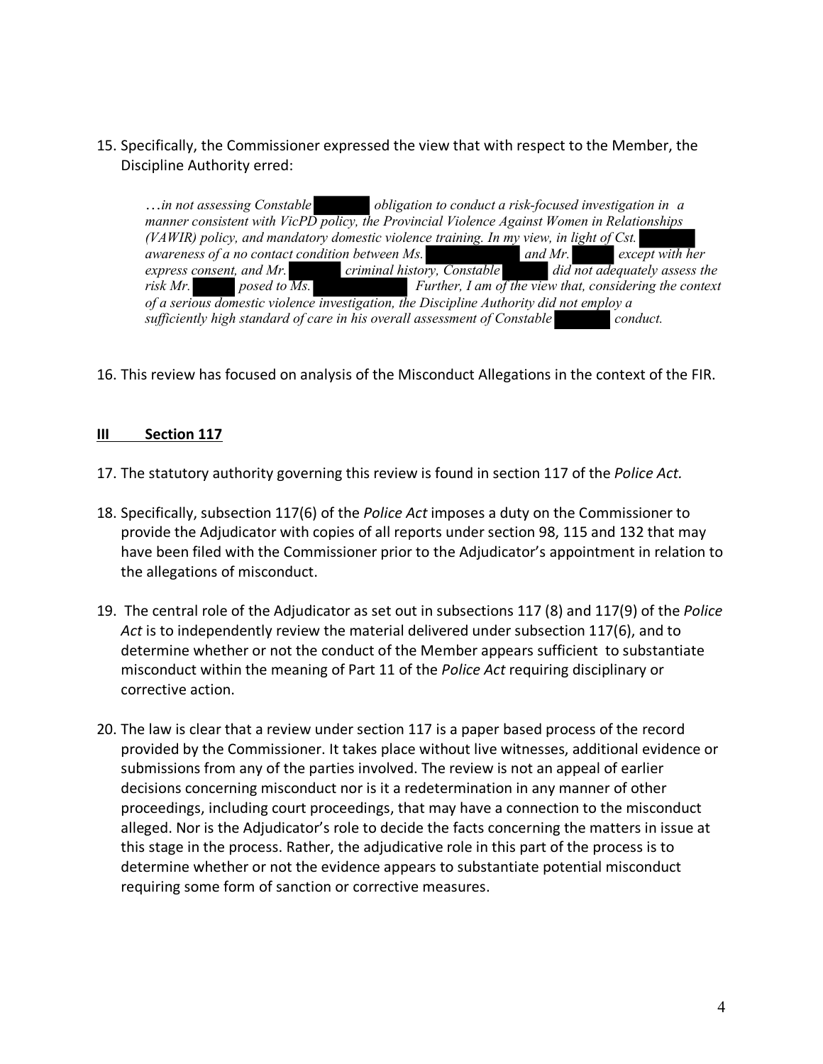15. Specifically, the Commissioner expressed the view that with respect to the Member, the Discipline Authority erred:

> …*in not assessing Constable ██████ obligation to conduct a risk-focused investigation in a manner consistent with VicPD policy, the Provincial Violence Against Women in Relationships (VAWIR) policy, and mandatory domestic violence training. In my view, in light of Cst. ██████ awareness of a no contact condition between Ms. ██████████ and Mr. █████ except with her express consent, and Mr. ██████ criminal history, Constable ██████ did not adequately assess the risk Mr. █████ posed to Ms. ██████████. Further, I am of the view that, considering the context of a serious domestic violence investigation, the Discipline Authority did not employ a sufficiently high standard of care in his overall assessment of Constable ██████ conduct.*

16. This review has focused on analysis of the Misconduct Allegations in the context of the FIR.

## III Section 117

17. The statutory authority governing this review is found in section 117 of the *Police Act.*

18. Specifically, subsection 117(6) of the *Police Act* imposes a duty on the Commissioner to provide the Adjudicator with copies of all reports under section 98, 115 and 132 that may have been filed with the Commissioner prior to the Adjudicator's appointment in relation to the allegations of misconduct.

19. The central role of the Adjudicator as set out in subsections 117 (8) and 117(9) of the *Police Act* is to independently review the material delivered under subsection 117(6), and to determine whether or not the conduct of the Member appears sufficient to substantiate misconduct within the meaning of Part 11 of the *Police Act* requiring disciplinary or corrective action.

20. The law is clear that a review under section 117 is a paper based process of the record provided by the Commissioner. It takes place without live witnesses, additional evidence or submissions from any of the parties involved. The review is not an appeal of earlier decisions concerning misconduct nor is it a redetermination in any manner of other proceedings, including court proceedings, that may have a connection to the misconduct alleged. Nor is the Adjudicator's role to decide the facts concerning the matters in issue at this stage in the process. Rather, the adjudicative role in this part of the process is to determine whether or not the evidence appears to substantiate potential misconduct requiring some form of sanction or corrective measures.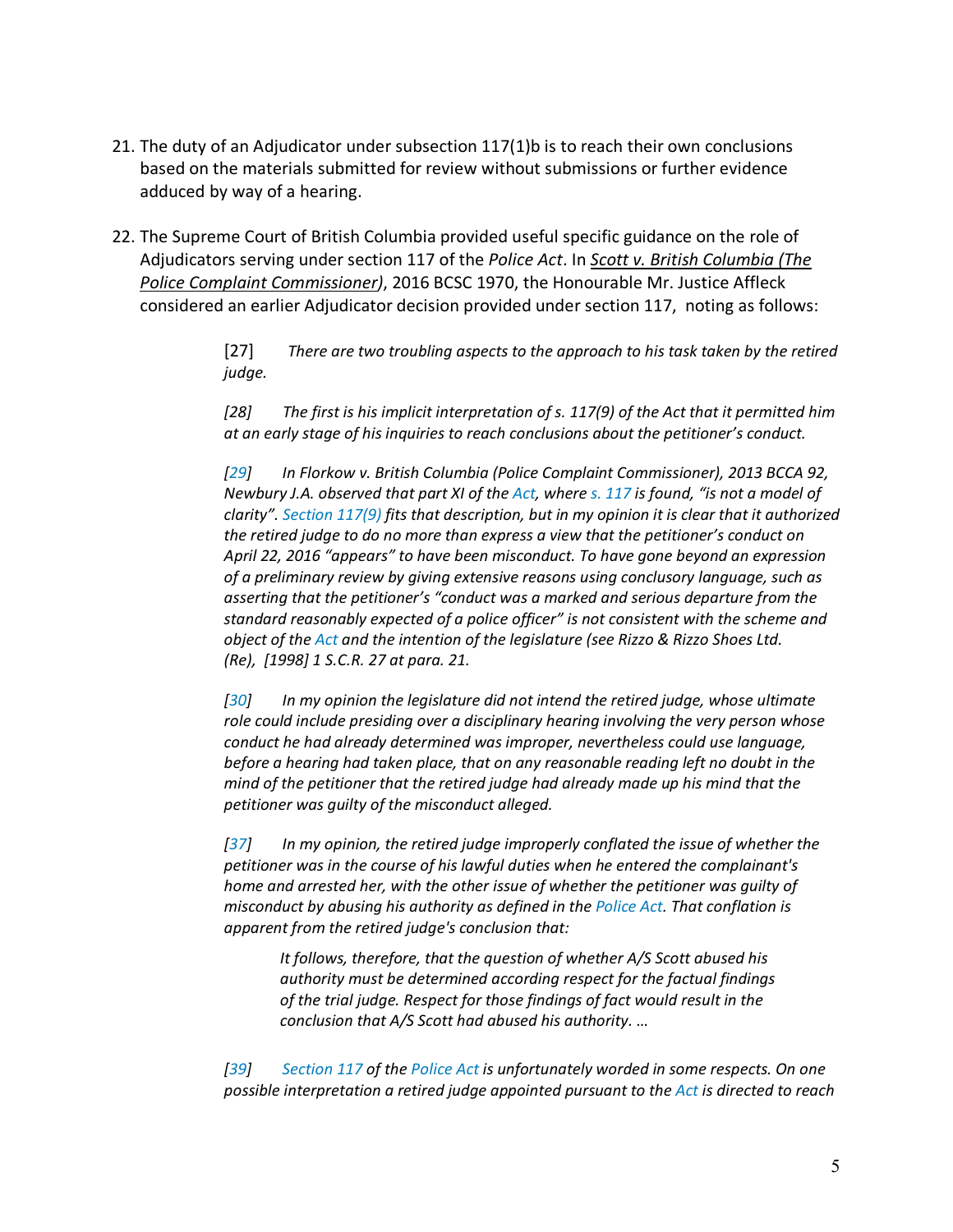21. The duty of an Adjudicator under subsection 117(1)b is to reach their own conclusions based on the materials submitted for review without submissions or further evidence adduced by way of a hearing.

22. The Supreme Court of British Columbia provided useful specific guidance on the role of Adjudicators serving under section 117 of the *Police Act*. In ***Scott v. British Columbia (The Police Complaint Commissioner)***, 2016 BCSC 1970, the Honourable Mr. Justice Affleck considered an earlier Adjudicator decision provided under section 117, noting as follows:

> [27] *There are two troubling aspects to the approach to his task taken by the retired judge.*
>
> *[28] The first is his implicit interpretation of s. 117(9) of the Act that it permitted him at an early stage of his inquiries to reach conclusions about the petitioner's conduct.*
>
> *[29] In Florkow v. British Columbia (Police Complaint Commissioner), 2013 BCCA 92, Newbury J.A. observed that part XI of the Act, where s. 117 is found, "is not a model of clarity". Section 117(9) fits that description, but in my opinion it is clear that it authorized the retired judge to do no more than express a view that the petitioner's conduct on April 22, 2016 "appears" to have been misconduct. To have gone beyond an expression of a preliminary review by giving extensive reasons using conclusory language, such as asserting that the petitioner's "conduct was a marked and serious departure from the standard reasonably expected of a police officer" is not consistent with the scheme and object of the Act and the intention of the legislature (see Rizzo & Rizzo Shoes Ltd. (Re), [1998] 1 S.C.R. 27 at para. 21.*
>
> *[30] In my opinion the legislature did not intend the retired judge, whose ultimate role could include presiding over a disciplinary hearing involving the very person whose conduct he had already determined was improper, nevertheless could use language, before a hearing had taken place, that on any reasonable reading left no doubt in the mind of the petitioner that the retired judge had already made up his mind that the petitioner was guilty of the misconduct alleged.*
>
> *[37] In my opinion, the retired judge improperly conflated the issue of whether the petitioner was in the course of his lawful duties when he entered the complainant's home and arrested her, with the other issue of whether the petitioner was guilty of misconduct by abusing his authority as defined in the Police Act. That conflation is apparent from the retired judge's conclusion that:*
>
> > *It follows, therefore, that the question of whether A/S Scott abused his authority must be determined according respect for the factual findings of the trial judge. Respect for those findings of fact would result in the conclusion that A/S Scott had abused his authority. …*
>
> *[39] Section 117 of the Police Act is unfortunately worded in some respects. On one possible interpretation a retired judge appointed pursuant to the Act is directed to reach*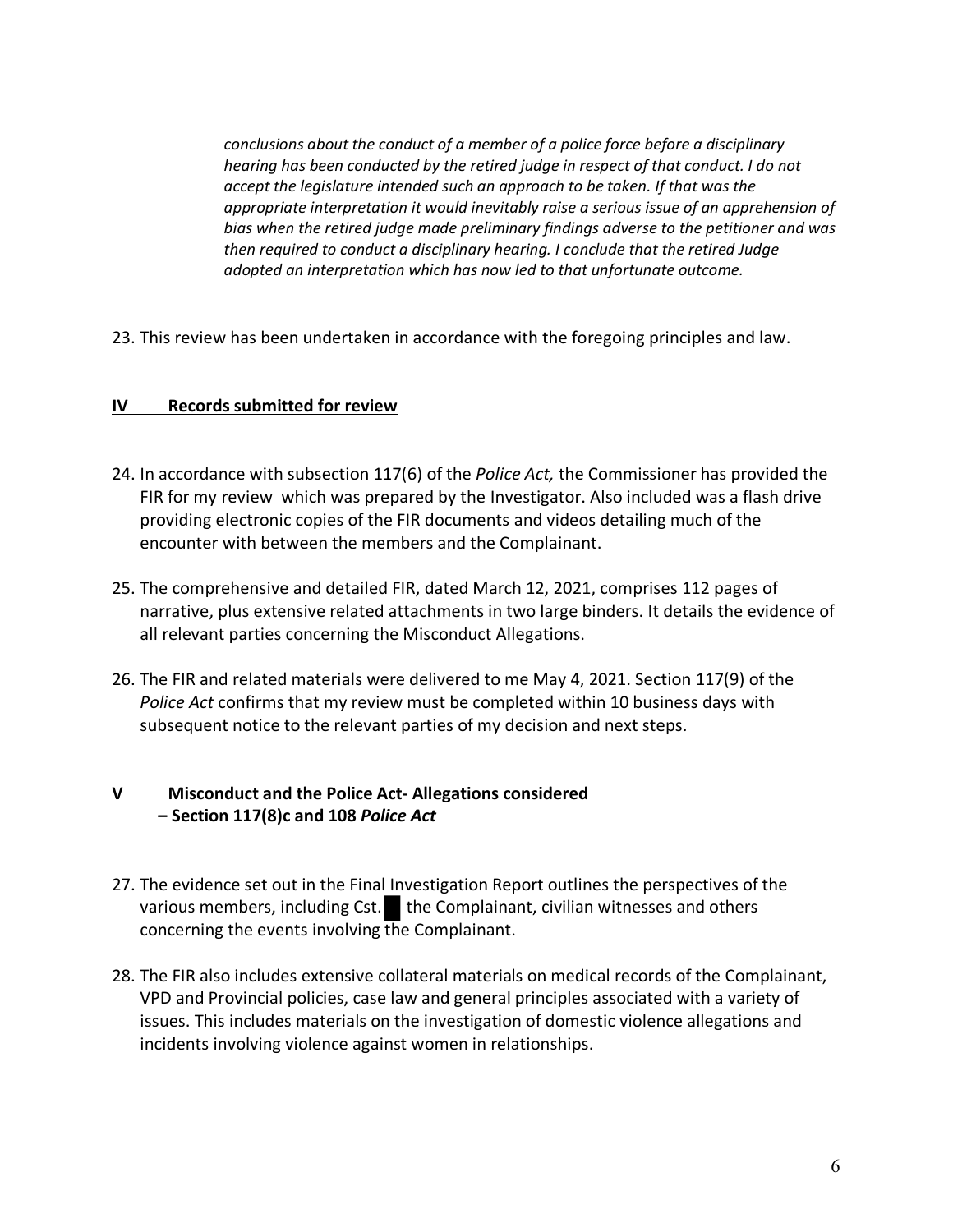> *conclusions about the conduct of a member of a police force before a disciplinary hearing has been conducted by the retired judge in respect of that conduct. I do not accept the legislature intended such an approach to be taken. If that was the appropriate interpretation it would inevitably raise a serious issue of an apprehension of bias when the retired judge made preliminary findings adverse to the petitioner and was then required to conduct a disciplinary hearing. I conclude that the retired Judge adopted an interpretation which has now led to that unfortunate outcome.*

23. This review has been undertaken in accordance with the foregoing principles and law.

## IV Records submitted for review

24. In accordance with subsection 117(6) of the *Police Act,* the Commissioner has provided the FIR for my review which was prepared by the Investigator. Also included was a flash drive providing electronic copies of the FIR documents and videos detailing much of the encounter with between the members and the Complainant.

25. The comprehensive and detailed FIR, dated March 12, 2021, comprises 112 pages of narrative, plus extensive related attachments in two large binders. It details the evidence of all relevant parties concerning the Misconduct Allegations.

26. The FIR and related materials were delivered to me May 4, 2021. Section 117(9) of the *Police Act* confirms that my review must be completed within 10 business days with subsequent notice to the relevant parties of my decision and next steps.

## V Misconduct and the Police Act- Allegations considered – Section 117(8)c and 108 *Police Act*

27. The evidence set out in the Final Investigation Report outlines the perspectives of the various members, including Cst. █ the Complainant, civilian witnesses and others concerning the events involving the Complainant.

28. The FIR also includes extensive collateral materials on medical records of the Complainant, VPD and Provincial policies, case law and general principles associated with a variety of issues. This includes materials on the investigation of domestic violence allegations and incidents involving violence against women in relationships.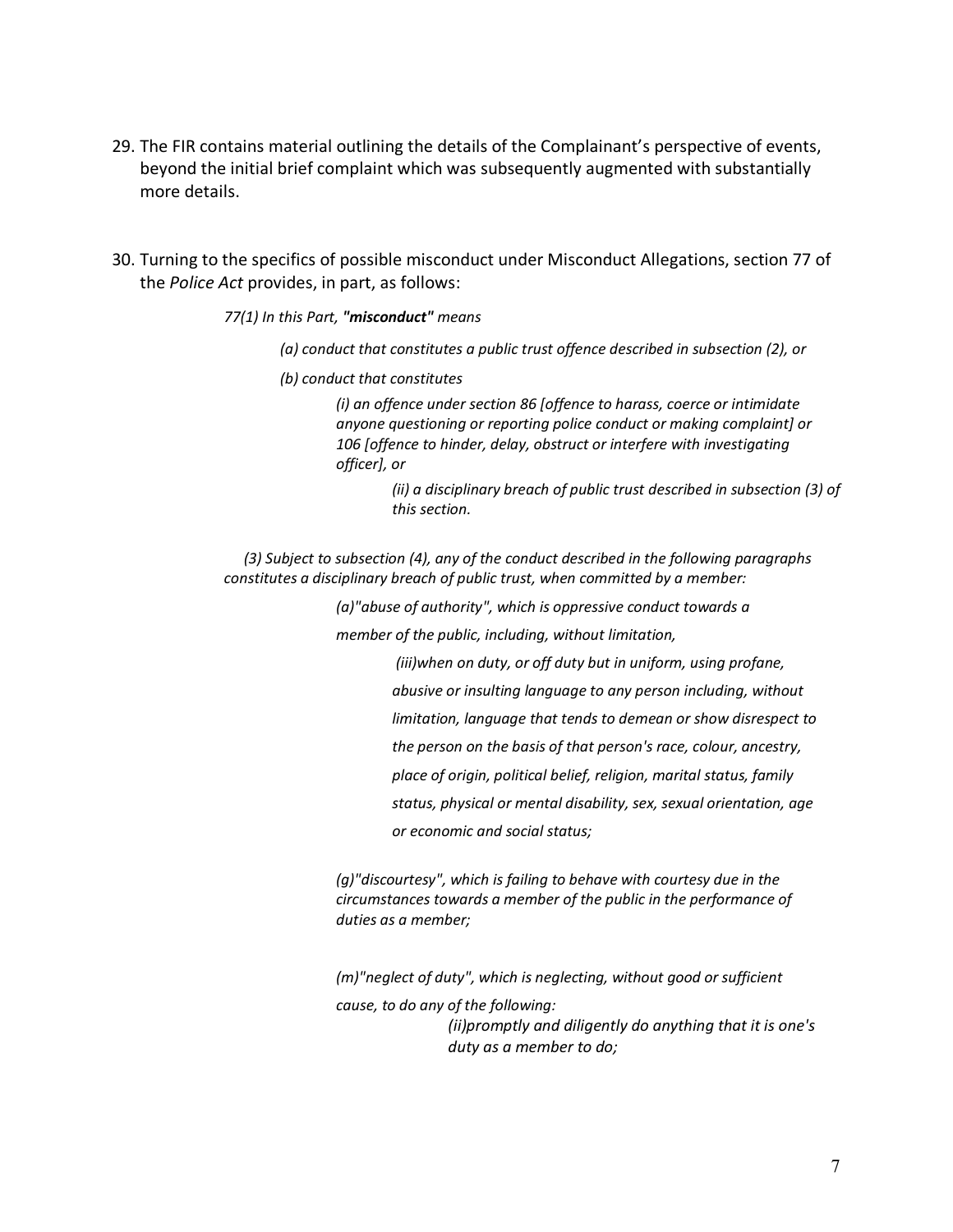29. The FIR contains material outlining the details of the Complainant's perspective of events, beyond the initial brief complaint which was subsequently augmented with substantially more details.

30. Turning to the specifics of possible misconduct under Misconduct Allegations, section 77 of the *Police Act* provides, in part, as follows:

> *77(1) In this Part, **"misconduct"** means*
>
> > *(a) conduct that constitutes a public trust offence described in subsection (2), or*
> >
> > *(b) conduct that constitutes*
> >
> > > *(i) an offence under section 86 [offence to harass, coerce or intimidate anyone questioning or reporting police conduct or making complaint] or 106 [offence to hinder, delay, obstruct or interfere with investigating officer], or*
> > >
> > > > *(ii) a disciplinary breach of public trust described in subsection (3) of this section.*
>
> *(3) Subject to subsection (4), any of the conduct described in the following paragraphs constitutes a disciplinary breach of public trust, when committed by a member:*
>
> > *(a)"abuse of authority", which is oppressive conduct towards a member of the public, including, without limitation,*
> >
> > > *(iii)when on duty, or off duty but in uniform, using profane, abusive or insulting language to any person including, without limitation, language that tends to demean or show disrespect to the person on the basis of that person's race, colour, ancestry, place of origin, political belief, religion, marital status, family status, physical or mental disability, sex, sexual orientation, age or economic and social status;*
> >
> > *(g)"discourtesy", which is failing to behave with courtesy due in the circumstances towards a member of the public in the performance of duties as a member;*
> >
> > *(m)"neglect of duty", which is neglecting, without good or sufficient cause, to do any of the following:*
> >
> > > *(ii)promptly and diligently do anything that it is one's duty as a member to do;*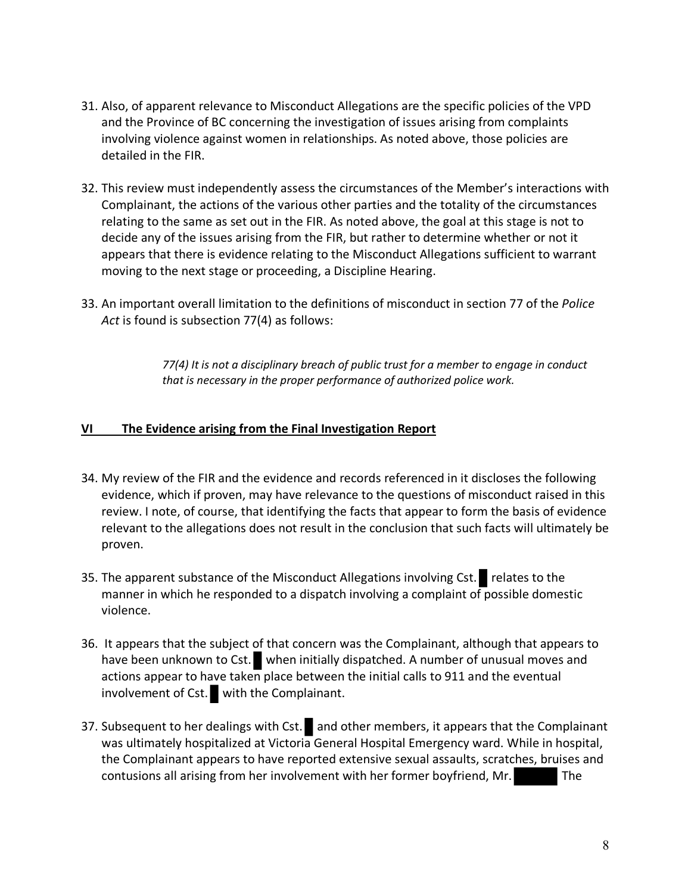31. Also, of apparent relevance to Misconduct Allegations are the specific policies of the VPD and the Province of BC concerning the investigation of issues arising from complaints involving violence against women in relationships. As noted above, those policies are detailed in the FIR.

32. This review must independently assess the circumstances of the Member's interactions with Complainant, the actions of the various other parties and the totality of the circumstances relating to the same as set out in the FIR. As noted above, the goal at this stage is not to decide any of the issues arising from the FIR, but rather to determine whether or not it appears that there is evidence relating to the Misconduct Allegations sufficient to warrant moving to the next stage or proceeding, a Discipline Hearing.

33. An important overall limitation to the definitions of misconduct in section 77 of the *Police Act* is found is subsection 77(4) as follows:

> *77(4) It is not a disciplinary breach of public trust for a member to engage in conduct that is necessary in the proper performance of authorized police work.*

## VI The Evidence arising from the Final Investigation Report

34. My review of the FIR and the evidence and records referenced in it discloses the following evidence, which if proven, may have relevance to the questions of misconduct raised in this review. I note, of course, that identifying the facts that appear to form the basis of evidence relevant to the allegations does not result in the conclusion that such facts will ultimately be proven.

35. The apparent substance of the Misconduct Allegations involving Cst. █ relates to the manner in which he responded to a dispatch involving a complaint of possible domestic violence.

36. It appears that the subject of that concern was the Complainant, although that appears to have been unknown to Cst. █ when initially dispatched. A number of unusual moves and actions appear to have taken place between the initial calls to 911 and the eventual involvement of Cst. █ with the Complainant.

37. Subsequent to her dealings with Cst. █ and other members, it appears that the Complainant was ultimately hospitalized at Victoria General Hospital Emergency ward. While in hospital, the Complainant appears to have reported extensive sexual assaults, scratches, bruises and contusions all arising from her involvement with her former boyfriend, Mr. █ The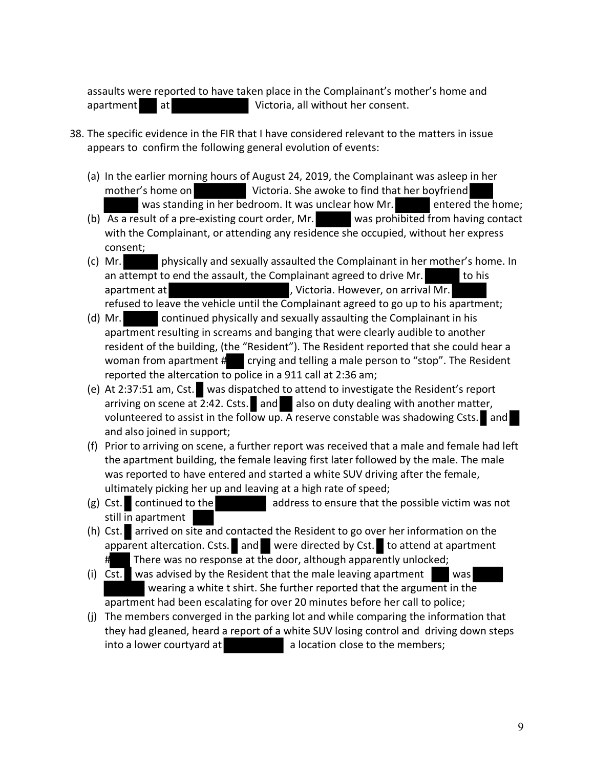assaults were reported to have taken place in the Complainant's mother's home and apartment at Victoria, all without her consent.

38. The specific evidence in the FIR that I have considered relevant to the matters in issue appears to confirm the following general evolution of events:

    (a) In the earlier morning hours of August 24, 2019, the Complainant was asleep in her mother's home on Victoria. She awoke to find that her boyfriend was standing in her bedroom. It was unclear how Mr. entered the home;
    (b) As a result of a pre-existing court order, Mr. was prohibited from having contact with the Complainant, or attending any residence she occupied, without her express consent;
    (c) Mr. physically and sexually assaulted the Complainant in her mother's home. In an attempt to end the assault, the Complainant agreed to drive Mr. to his apartment at , Victoria. However, on arrival Mr. refused to leave the vehicle until the Complainant agreed to go up to his apartment;
    (d) Mr. continued physically and sexually assaulting the Complainant in his apartment resulting in screams and banging that were clearly audible to another resident of the building, (the "Resident"). The Resident reported that she could hear a woman from apartment # crying and telling a male person to "stop". The Resident reported the altercation to police in a 911 call at 2:36 am;
    (e) At 2:37:51 am, Cst. was dispatched to attend to investigate the Resident's report arriving on scene at 2:42. Csts. and also on duty dealing with another matter, volunteered to assist in the follow up. A reserve constable was shadowing Csts. and and also joined in support;
    (f) Prior to arriving on scene, a further report was received that a male and female had left the apartment building, the female leaving first later followed by the male. The male was reported to have entered and started a white SUV driving after the female, ultimately picking her up and leaving at a high rate of speed;
    (g) Cst. continued to the address to ensure that the possible victim was not still in apartment
    (h) Cst. arrived on site and contacted the Resident to go over her information on the apparent altercation. Csts. and were directed by Cst. to attend at apartment #. There was no response at the door, although apparently unlocked;
    (i) Cst. was advised by the Resident that the male leaving apartment was wearing a white t shirt. She further reported that the argument in the apartment had been escalating for over 20 minutes before her call to police;
    (j) The members converged in the parking lot and while comparing the information that they had gleaned, heard a report of a white SUV losing control and driving down steps into a lower courtyard at a location close to the members;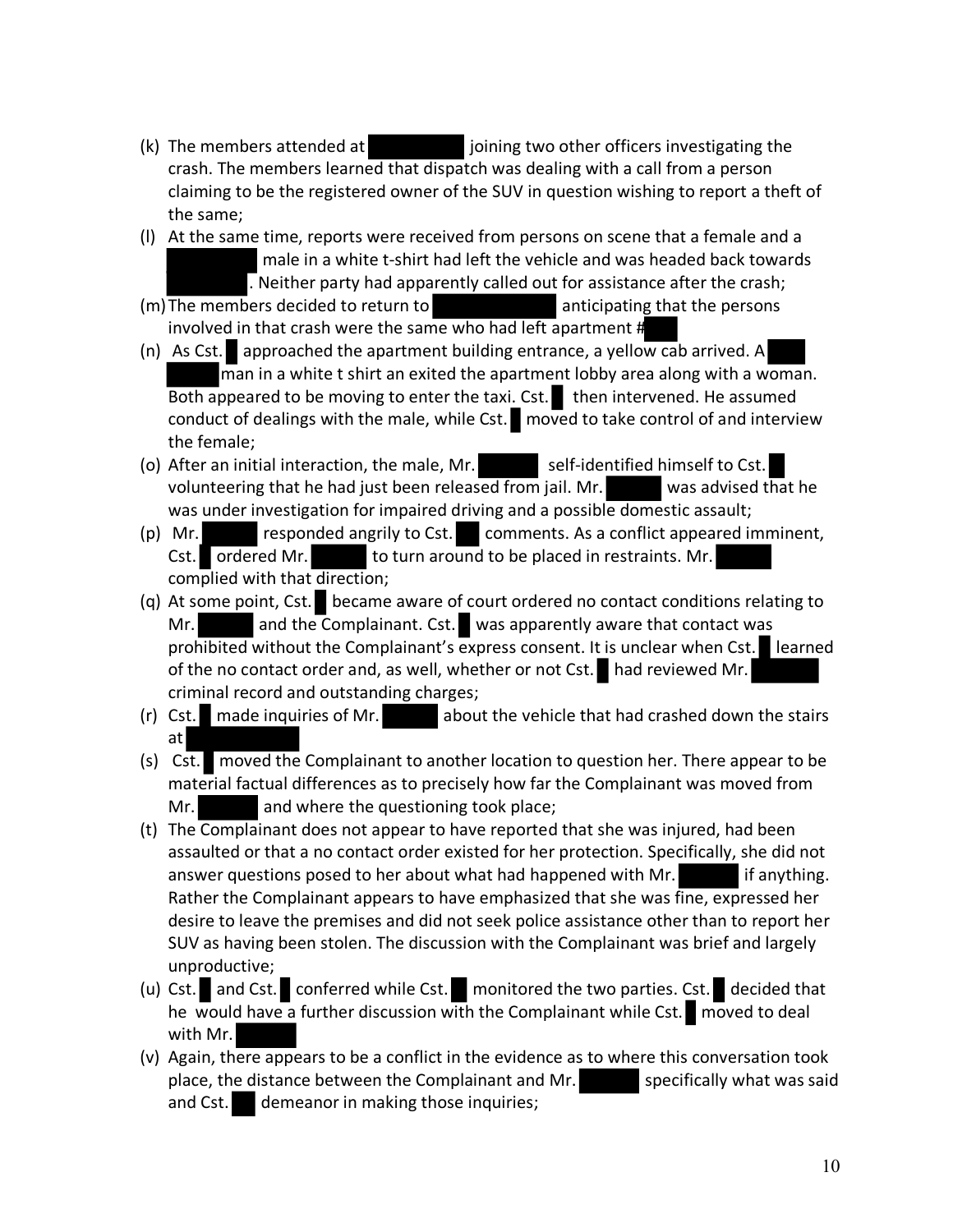(k) The members attended at [redacted] joining two other officers investigating the crash. The members learned that dispatch was dealing with a call from a person claiming to be the registered owner of the SUV in question wishing to report a theft of the same;

(l) At the same time, reports were received from persons on scene that a female and a [redacted] male in a white t-shirt had left the vehicle and was headed back towards [redacted]. Neither party had apparently called out for assistance after the crash;

(m) The members decided to return to [redacted] anticipating that the persons involved in that crash were the same who had left apartment #[redacted]

(n) As Cst. [redacted] approached the apartment building entrance, a yellow cab arrived. A [redacted] man in a white t shirt an exited the apartment lobby area along with a woman. Both appeared to be moving to enter the taxi. Cst. [redacted] then intervened. He assumed conduct of dealings with the male, while Cst. [redacted] moved to take control of and interview the female;

(o) After an initial interaction, the male, Mr. [redacted] self-identified himself to Cst. [redacted] volunteering that he had just been released from jail. Mr. [redacted] was advised that he was under investigation for impaired driving and a possible domestic assault;

(p) Mr. [redacted] responded angrily to Cst. [redacted] comments. As a conflict appeared imminent, Cst. [redacted] ordered Mr. [redacted] to turn around to be placed in restraints. Mr. [redacted] complied with that direction;

(q) At some point, Cst. [redacted] became aware of court ordered no contact conditions relating to Mr. [redacted] and the Complainant. Cst. [redacted] was apparently aware that contact was prohibited without the Complainant's express consent. It is unclear when Cst. [redacted] learned of the no contact order and, as well, whether or not Cst. [redacted] had reviewed Mr. [redacted] criminal record and outstanding charges;

(r) Cst. [redacted] made inquiries of Mr. [redacted] about the vehicle that had crashed down the stairs at [redacted]

(s) Cst. [redacted] moved the Complainant to another location to question her. There appear to be material factual differences as to precisely how far the Complainant was moved from Mr. [redacted] and where the questioning took place;

(t) The Complainant does not appear to have reported that she was injured, had been assaulted or that a no contact order existed for her protection. Specifically, she did not answer questions posed to her about what had happened with Mr. [redacted] if anything. Rather the Complainant appears to have emphasized that she was fine, expressed her desire to leave the premises and did not seek police assistance other than to report her SUV as having been stolen. The discussion with the Complainant was brief and largely unproductive;

(u) Cst. [redacted] and Cst. [redacted] conferred while Cst. [redacted] monitored the two parties. Cst. [redacted] decided that he would have a further discussion with the Complainant while Cst. [redacted] moved to deal with Mr. [redacted]

(v) Again, there appears to be a conflict in the evidence as to where this conversation took place, the distance between the Complainant and Mr. [redacted] specifically what was said and Cst. [redacted] demeanor in making those inquiries;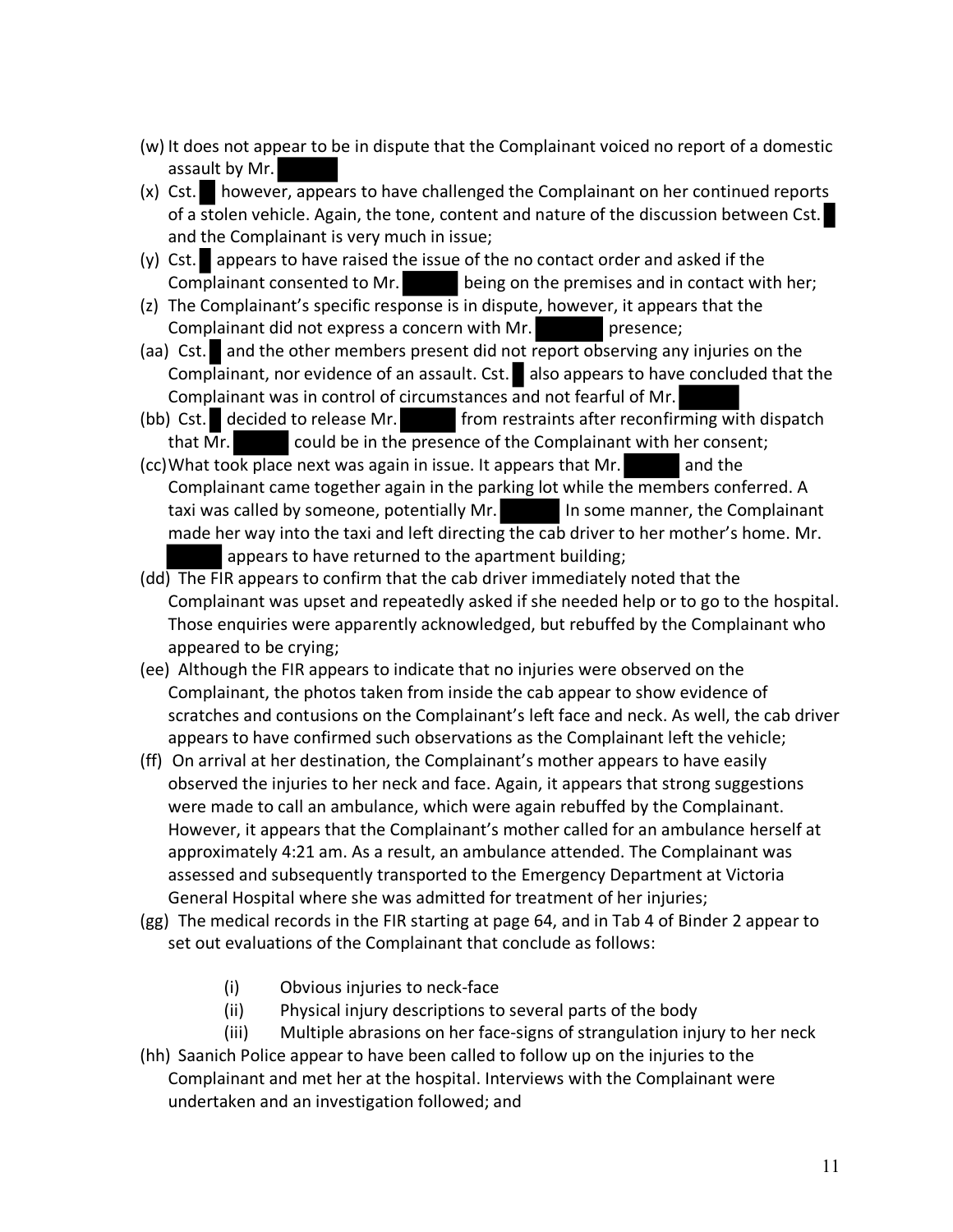(w) It does not appear to be in dispute that the Complainant voiced no report of a domestic assault by Mr. ████

(x) Cst. █ however, appears to have challenged the Complainant on her continued reports of a stolen vehicle. Again, the tone, content and nature of the discussion between Cst. █ and the Complainant is very much in issue;

(y) Cst. █ appears to have raised the issue of the no contact order and asked if the Complainant consented to Mr. ████ being on the premises and in contact with her;

(z) The Complainant's specific response is in dispute, however, it appears that the Complainant did not express a concern with Mr. ████ presence;

(aa) Cst. █ and the other members present did not report observing any injuries on the Complainant, nor evidence of an assault. Cst. █ also appears to have concluded that the Complainant was in control of circumstances and not fearful of Mr. ████

(bb) Cst. █ decided to release Mr. ████ from restraints after reconfirming with dispatch that Mr. ████ could be in the presence of the Complainant with her consent;

(cc) What took place next was again in issue. It appears that Mr. ████ and the Complainant came together again in the parking lot while the members conferred. A taxi was called by someone, potentially Mr. ████ In some manner, the Complainant made her way into the taxi and left directing the cab driver to her mother's home. Mr. ████ appears to have returned to the apartment building;

(dd) The FIR appears to confirm that the cab driver immediately noted that the Complainant was upset and repeatedly asked if she needed help or to go to the hospital. Those enquiries were apparently acknowledged, but rebuffed by the Complainant who appeared to be crying;

(ee) Although the FIR appears to indicate that no injuries were observed on the Complainant, the photos taken from inside the cab appear to show evidence of scratches and contusions on the Complainant's left face and neck. As well, the cab driver appears to have confirmed such observations as the Complainant left the vehicle;

(ff) On arrival at her destination, the Complainant's mother appears to have easily observed the injuries to her neck and face. Again, it appears that strong suggestions were made to call an ambulance, which were again rebuffed by the Complainant. However, it appears that the Complainant's mother called for an ambulance herself at approximately 4:21 am. As a result, an ambulance attended. The Complainant was assessed and subsequently transported to the Emergency Department at Victoria General Hospital where she was admitted for treatment of her injuries;

(gg) The medical records in the FIR starting at page 64, and in Tab 4 of Binder 2 appear to set out evaluations of the Complainant that conclude as follows:

  (i) Obvious injuries to neck-face
  (ii) Physical injury descriptions to several parts of the body
  (iii) Multiple abrasions on her face-signs of strangulation injury to her neck

(hh) Saanich Police appear to have been called to follow up on the injuries to the Complainant and met her at the hospital. Interviews with the Complainant were undertaken and an investigation followed; and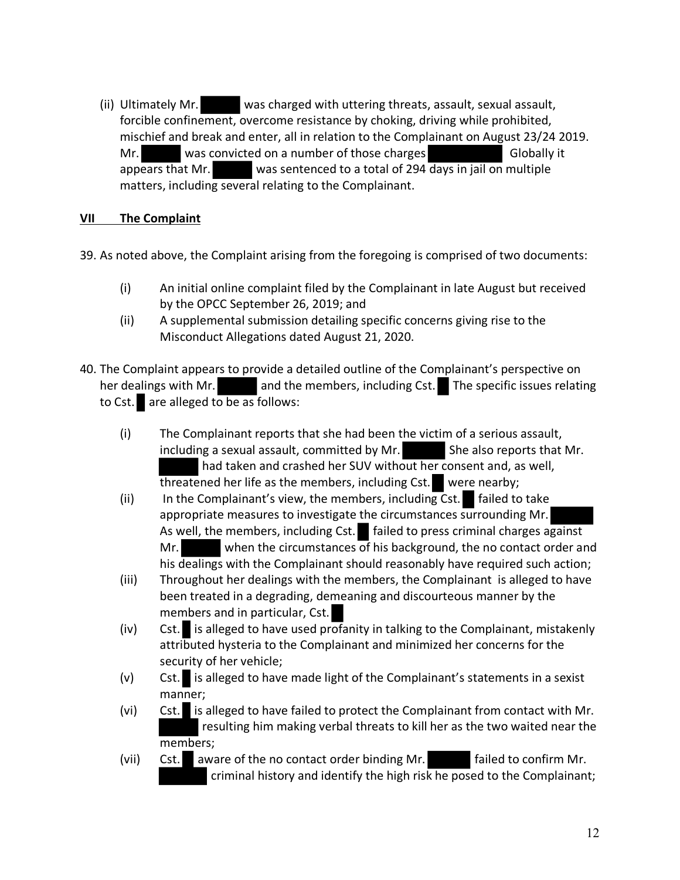(ii) Ultimately Mr. ██████ was charged with uttering threats, assault, sexual assault, forcible confinement, overcome resistance by choking, driving while prohibited, mischief and break and enter, all in relation to the Complainant on August 23/24 2019. Mr. ██████ was convicted on a number of those charges ██████████ Globally it appears that Mr. ██████ was sentenced to a total of 294 days in jail on multiple matters, including several relating to the Complainant.

## VII The Complaint

39. As noted above, the Complaint arising from the foregoing is comprised of two documents:

    (i) An initial online complaint filed by the Complainant in late August but received by the OPCC September 26, 2019; and

    (ii) A supplemental submission detailing specific concerns giving rise to the Misconduct Allegations dated August 21, 2020.

40. The Complaint appears to provide a detailed outline of the Complainant's perspective on her dealings with Mr. ██████ and the members, including Cst. ██ The specific issues relating to Cst. ██ are alleged to be as follows:

    (i) The Complainant reports that she had been the victim of a serious assault, including a sexual assault, committed by Mr. ██████ She also reports that Mr. ██████ had taken and crashed her SUV without her consent and, as well, threatened her life as the members, including Cst. ██ were nearby;

    (ii) In the Complainant's view, the members, including Cst. ██ failed to take appropriate measures to investigate the circumstances surrounding Mr. ██████ As well, the members, including Cst. ██ failed to press criminal charges against Mr. ██████ when the circumstances of his background, the no contact order and his dealings with the Complainant should reasonably have required such action;

    (iii) Throughout her dealings with the members, the Complainant is alleged to have been treated in a degrading, demeaning and discourteous manner by the members and in particular, Cst. ██

    (iv) Cst. ██ is alleged to have used profanity in talking to the Complainant, mistakenly attributed hysteria to the Complainant and minimized her concerns for the security of her vehicle;

    (v) Cst. ██ is alleged to have made light of the Complainant's statements in a sexist manner;

    (vi) Cst. ██ is alleged to have failed to protect the Complainant from contact with Mr. ██████ resulting him making verbal threats to kill her as the two waited near the members;

    (vii) Cst. ██ aware of the no contact order binding Mr. ██████ failed to confirm Mr. ██████ criminal history and identify the high risk he posed to the Complainant;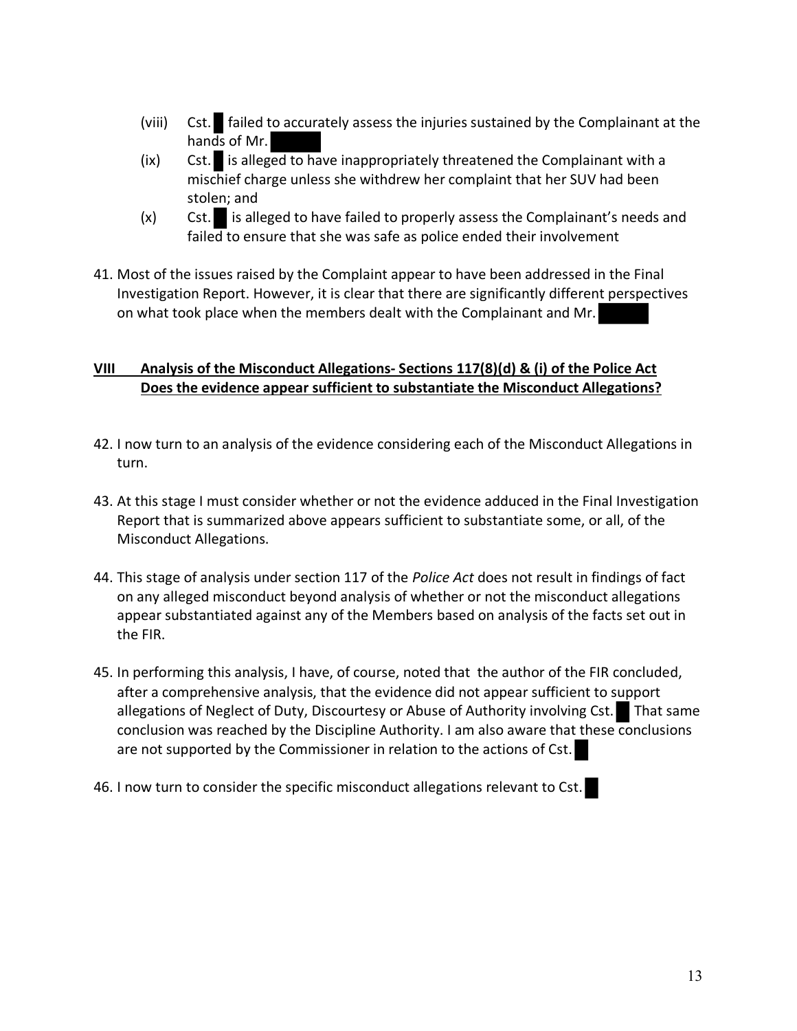(viii) Cst. █ failed to accurately assess the injuries sustained by the Complainant at the hands of Mr. █████

(ix) Cst. █ is alleged to have inappropriately threatened the Complainant with a mischief charge unless she withdrew her complaint that her SUV had been stolen; and

(x) Cst. █ is alleged to have failed to properly assess the Complainant's needs and failed to ensure that she was safe as police ended their involvement

41. Most of the issues raised by the Complaint appear to have been addressed in the Final Investigation Report. However, it is clear that there are significantly different perspectives on what took place when the members dealt with the Complainant and Mr. █████

## VIII Analysis of the Misconduct Allegations- Sections 117(8)(d) & (i) of the Police Act Does the evidence appear sufficient to substantiate the Misconduct Allegations?

42. I now turn to an analysis of the evidence considering each of the Misconduct Allegations in turn.

43. At this stage I must consider whether or not the evidence adduced in the Final Investigation Report that is summarized above appears sufficient to substantiate some, or all, of the Misconduct Allegations.

44. This stage of analysis under section 117 of the *Police Act* does not result in findings of fact on any alleged misconduct beyond analysis of whether or not the misconduct allegations appear substantiated against any of the Members based on analysis of the facts set out in the FIR.

45. In performing this analysis, I have, of course, noted that the author of the FIR concluded, after a comprehensive analysis, that the evidence did not appear sufficient to support allegations of Neglect of Duty, Discourtesy or Abuse of Authority involving Cst. █ That same conclusion was reached by the Discipline Authority. I am also aware that these conclusions are not supported by the Commissioner in relation to the actions of Cst. █

46. I now turn to consider the specific misconduct allegations relevant to Cst. █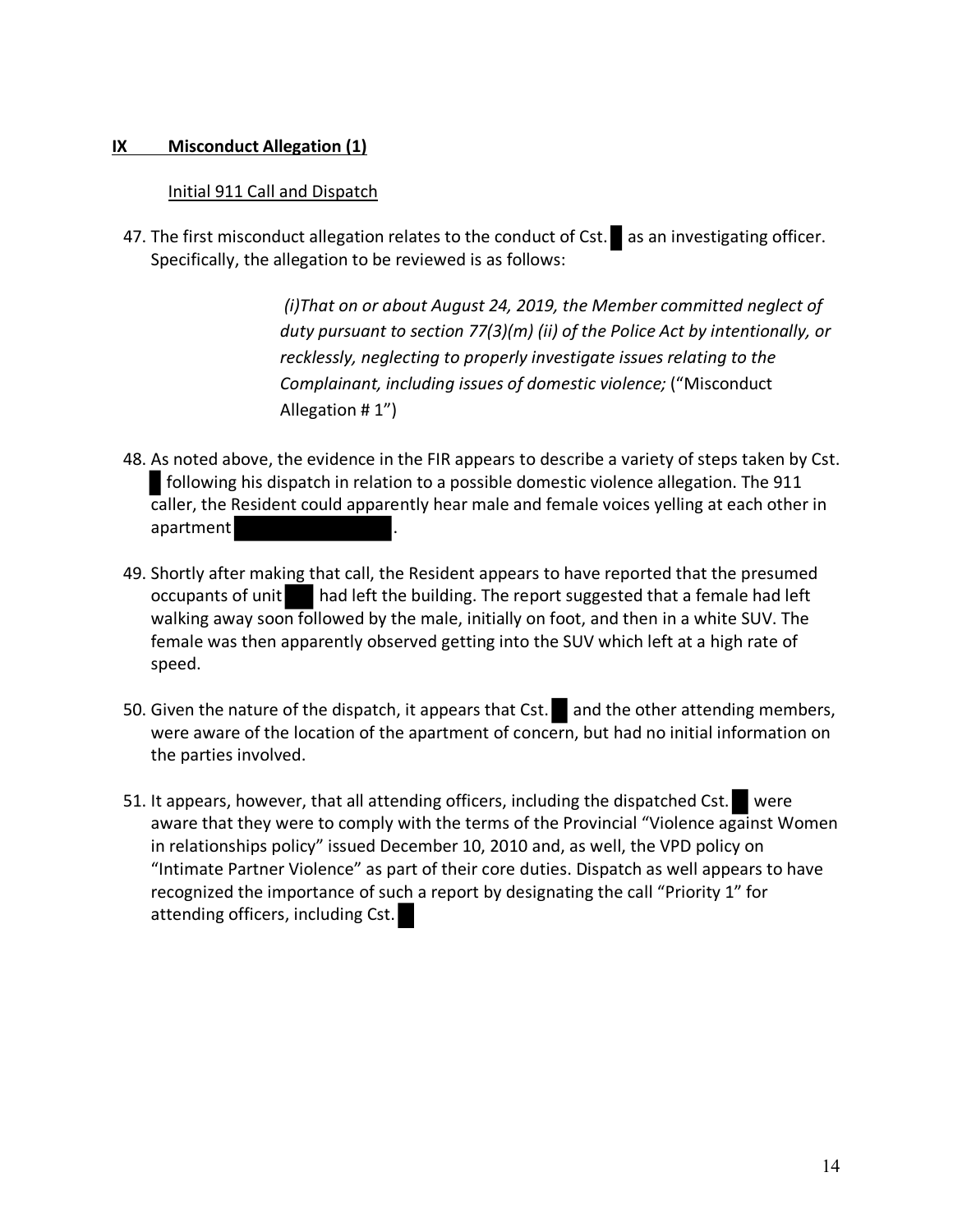## IX Misconduct Allegation (1)

Initial 911 Call and Dispatch

47. The first misconduct allegation relates to the conduct of Cst. █ as an investigating officer. Specifically, the allegation to be reviewed is as follows:

> *(i)That on or about August 24, 2019, the Member committed neglect of duty pursuant to section 77(3)(m) (ii) of the Police Act by intentionally, or recklessly, neglecting to properly investigate issues relating to the Complainant, including issues of domestic violence;* ("Misconduct Allegation # 1")

48. As noted above, the evidence in the FIR appears to describe a variety of steps taken by Cst. █ following his dispatch in relation to a possible domestic violence allegation. The 911 caller, the Resident could apparently hear male and female voices yelling at each other in apartment █.

49. Shortly after making that call, the Resident appears to have reported that the presumed occupants of unit █ had left the building. The report suggested that a female had left walking away soon followed by the male, initially on foot, and then in a white SUV. The female was then apparently observed getting into the SUV which left at a high rate of speed.

50. Given the nature of the dispatch, it appears that Cst. █ and the other attending members, were aware of the location of the apartment of concern, but had no initial information on the parties involved.

51. It appears, however, that all attending officers, including the dispatched Cst. █ were aware that they were to comply with the terms of the Provincial "Violence against Women in relationships policy" issued December 10, 2010 and, as well, the VPD policy on "Intimate Partner Violence" as part of their core duties. Dispatch as well appears to have recognized the importance of such a report by designating the call "Priority 1" for attending officers, including Cst. █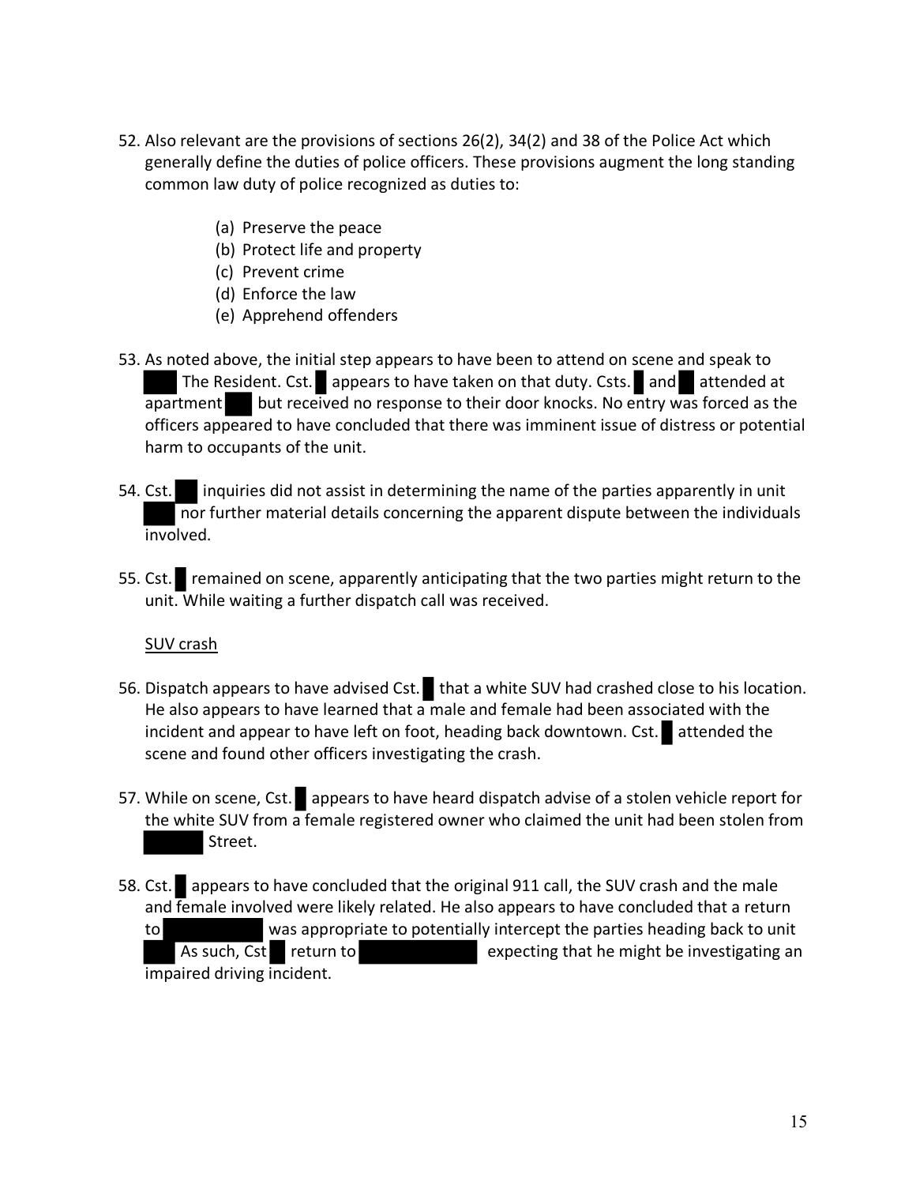52. Also relevant are the provisions of sections 26(2), 34(2) and 38 of the Police Act which generally define the duties of police officers. These provisions augment the long standing common law duty of police recognized as duties to:

    (a) Preserve the peace
    (b) Protect life and property
    (c) Prevent crime
    (d) Enforce the law
    (e) Apprehend offenders

53. As noted above, the initial step appears to have been to attend on scene and speak to The Resident. Cst. appears to have taken on that duty. Csts. and attended at apartment but received no response to their door knocks. No entry was forced as the officers appeared to have concluded that there was imminent issue of distress or potential harm to occupants of the unit.

54. Cst. inquiries did not assist in determining the name of the parties apparently in unit nor further material details concerning the apparent dispute between the individuals involved.

55. Cst. remained on scene, apparently anticipating that the two parties might return to the unit. While waiting a further dispatch call was received.

<u>SUV crash</u>

56. Dispatch appears to have advised Cst. that a white SUV had crashed close to his location. He also appears to have learned that a male and female had been associated with the incident and appear to have left on foot, heading back downtown. Cst. attended the scene and found other officers investigating the crash.

57. While on scene, Cst. appears to have heard dispatch advise of a stolen vehicle report for the white SUV from a female registered owner who claimed the unit had been stolen from Street.

58. Cst. appears to have concluded that the original 911 call, the SUV crash and the male and female involved were likely related. He also appears to have concluded that a return to was appropriate to potentially intercept the parties heading back to unit As such, Cst return to expecting that he might be investigating an impaired driving incident.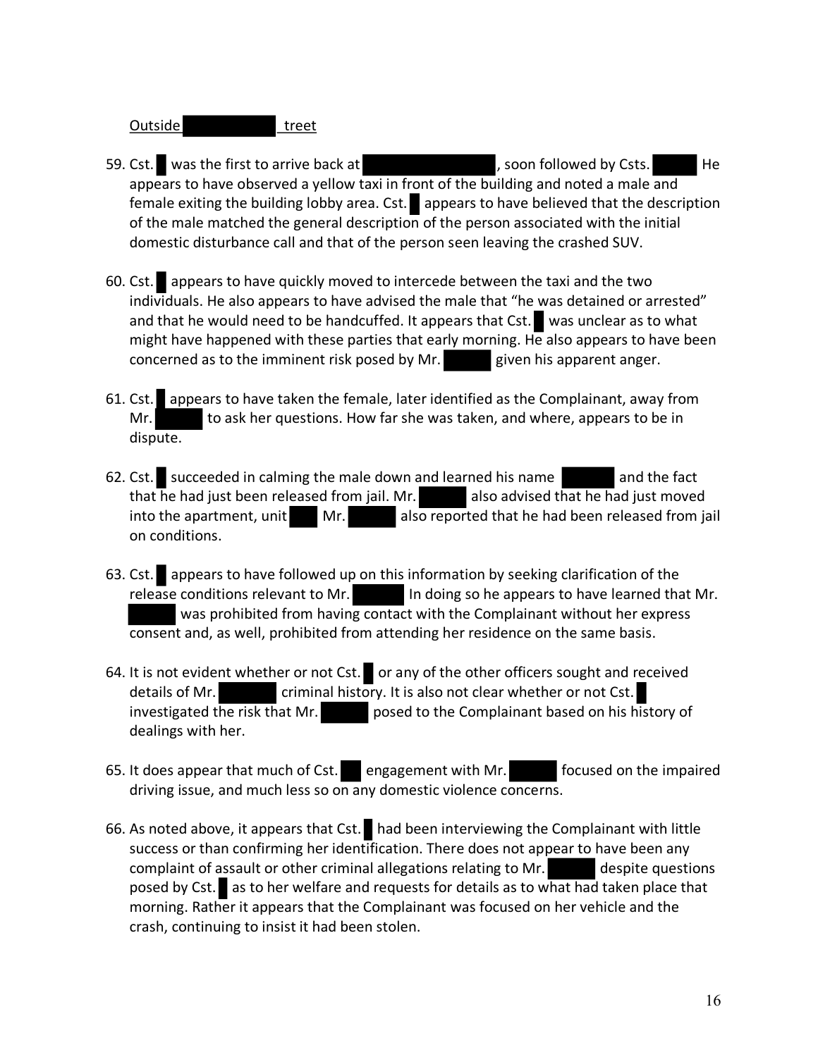Outside ██████ treet

59. Cst. █ was the first to arrive back at ██████████, soon followed by Csts. ████ He appears to have observed a yellow taxi in front of the building and noted a male and female exiting the building lobby area. Cst. █ appears to have believed that the description of the male matched the general description of the person associated with the initial domestic disturbance call and that of the person seen leaving the crashed SUV.

60. Cst. █ appears to have quickly moved to intercede between the taxi and the two individuals. He also appears to have advised the male that "he was detained or arrested" and that he would need to be handcuffed. It appears that Cst. █ was unclear as to what might have happened with these parties that early morning. He also appears to have been concerned as to the imminent risk posed by Mr. ████ given his apparent anger.

61. Cst. █ appears to have taken the female, later identified as the Complainant, away from Mr. ████ to ask her questions. How far she was taken, and where, appears to be in dispute.

62. Cst. █ succeeded in calming the male down and learned his name ████ and the fact that he had just been released from jail. Mr. ████ also advised that he had just moved into the apartment, unit ██ Mr. ████ also reported that he had been released from jail on conditions.

63. Cst. █ appears to have followed up on this information by seeking clarification of the release conditions relevant to Mr. ████ In doing so he appears to have learned that Mr. ████ was prohibited from having contact with the Complainant without her express consent and, as well, prohibited from attending her residence on the same basis.

64. It is not evident whether or not Cst. █ or any of the other officers sought and received details of Mr. ████ criminal history. It is also not clear whether or not Cst. █ investigated the risk that Mr. ████ posed to the Complainant based on his history of dealings with her.

65. It does appear that much of Cst. ██ engagement with Mr. ████ focused on the impaired driving issue, and much less so on any domestic violence concerns.

66. As noted above, it appears that Cst. █ had been interviewing the Complainant with little success or than confirming her identification. There does not appear to have been any complaint of assault or other criminal allegations relating to Mr. ████ despite questions posed by Cst. █ as to her welfare and requests for details as to what had taken place that morning. Rather it appears that the Complainant was focused on her vehicle and the crash, continuing to insist it had been stolen.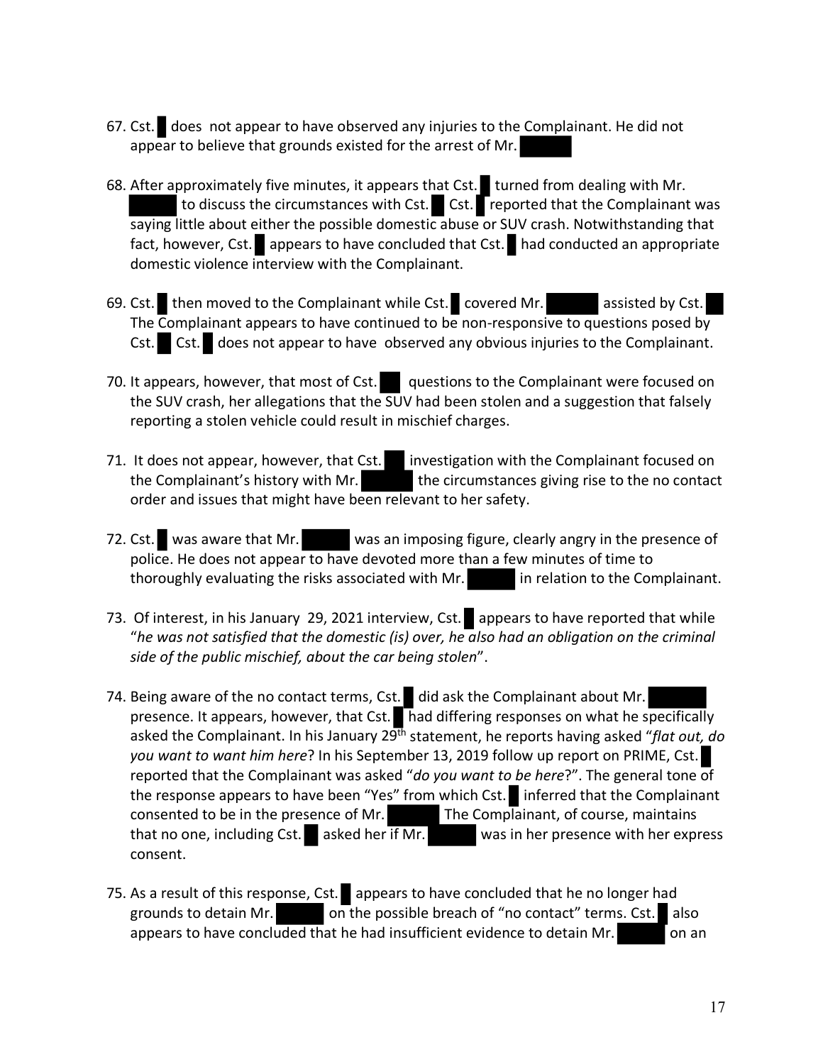67. Cst. █ does not appear to have observed any injuries to the Complainant. He did not appear to believe that grounds existed for the arrest of Mr. █████

68. After approximately five minutes, it appears that Cst. █ turned from dealing with Mr. █████ to discuss the circumstances with Cst. █ Cst. █ reported that the Complainant was saying little about either the possible domestic abuse or SUV crash. Notwithstanding that fact, however, Cst. █ appears to have concluded that Cst. █ had conducted an appropriate domestic violence interview with the Complainant.

69. Cst. █ then moved to the Complainant while Cst. █ covered Mr. █████ assisted by Cst. █ The Complainant appears to have continued to be non-responsive to questions posed by Cst. █ Cst. █ does not appear to have observed any obvious injuries to the Complainant.

70. It appears, however, that most of Cst. █ questions to the Complainant were focused on the SUV crash, her allegations that the SUV had been stolen and a suggestion that falsely reporting a stolen vehicle could result in mischief charges.

71. It does not appear, however, that Cst. █ investigation with the Complainant focused on the Complainant's history with Mr. █████ the circumstances giving rise to the no contact order and issues that might have been relevant to her safety.

72. Cst. █ was aware that Mr. █████ was an imposing figure, clearly angry in the presence of police. He does not appear to have devoted more than a few minutes of time to thoroughly evaluating the risks associated with Mr. █████ in relation to the Complainant.

73. Of interest, in his January 29, 2021 interview, Cst. █ appears to have reported that while "*he was not satisfied that the domestic (is) over, he also had an obligation on the criminal side of the public mischief, about the car being stolen*".

74. Being aware of the no contact terms, Cst. █ did ask the Complainant about Mr. █████ presence. It appears, however, that Cst. █ had differing responses on what he specifically asked the Complainant. In his January 29th statement, he reports having asked "*flat out, do you want to want him here*? In his September 13, 2019 follow up report on PRIME, Cst. █ reported that the Complainant was asked "*do you want to be here*?". The general tone of the response appears to have been "Yes" from which Cst. █ inferred that the Complainant consented to be in the presence of Mr. █████ The Complainant, of course, maintains that no one, including Cst. █ asked her if Mr. █████ was in her presence with her express consent.

75. As a result of this response, Cst. █ appears to have concluded that he no longer had grounds to detain Mr. █████ on the possible breach of "no contact" terms. Cst. █ also appears to have concluded that he had insufficient evidence to detain Mr. █████ on an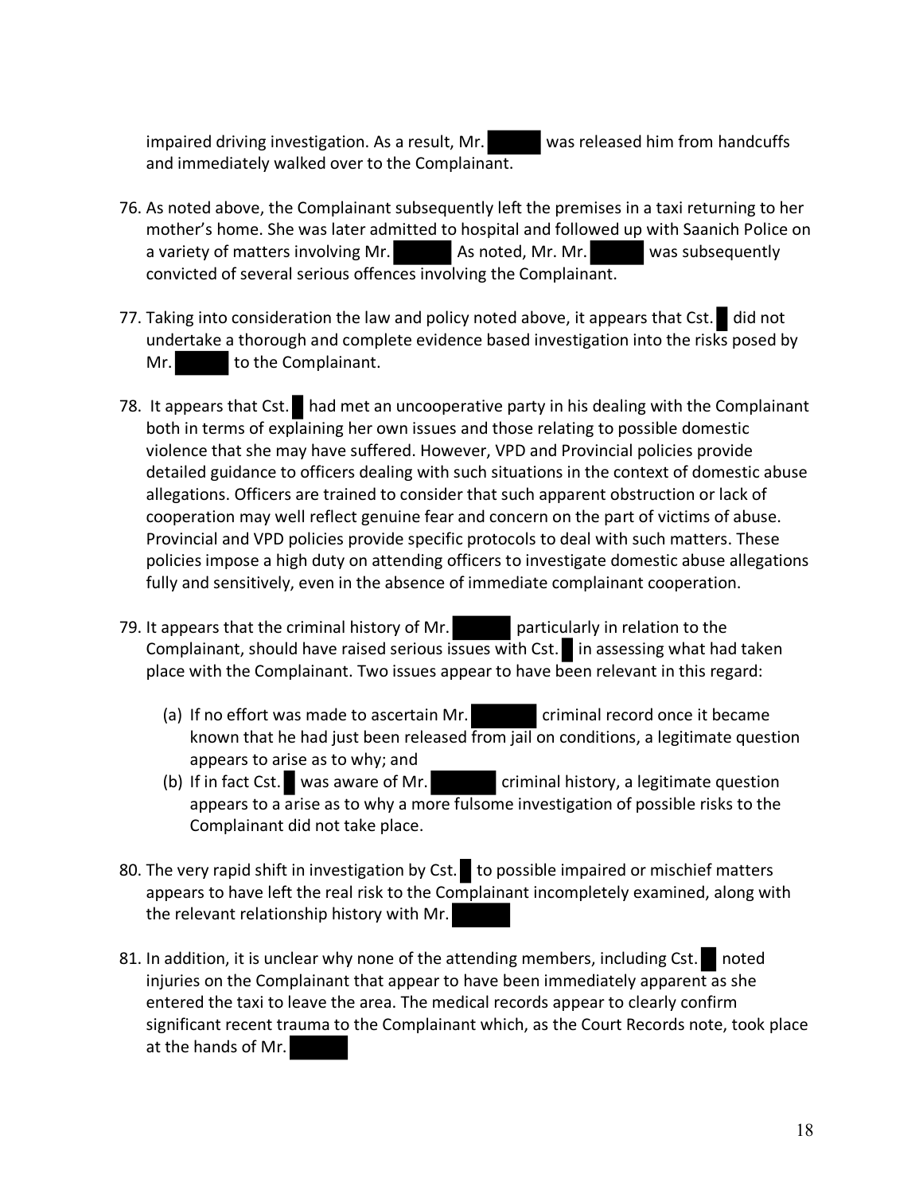impaired driving investigation. As a result, Mr. ██████ was released him from handcuffs and immediately walked over to the Complainant.

76. As noted above, the Complainant subsequently left the premises in a taxi returning to her mother's home. She was later admitted to hospital and followed up with Saanich Police on a variety of matters involving Mr. ██████ As noted, Mr. Mr. ██████ was subsequently convicted of several serious offences involving the Complainant.

77. Taking into consideration the law and policy noted above, it appears that Cst. █ did not undertake a thorough and complete evidence based investigation into the risks posed by Mr. ██████ to the Complainant.

78. It appears that Cst. █ had met an uncooperative party in his dealing with the Complainant both in terms of explaining her own issues and those relating to possible domestic violence that she may have suffered. However, VPD and Provincial policies provide detailed guidance to officers dealing with such situations in the context of domestic abuse allegations. Officers are trained to consider that such apparent obstruction or lack of cooperation may well reflect genuine fear and concern on the part of victims of abuse. Provincial and VPD policies provide specific protocols to deal with such matters. These policies impose a high duty on attending officers to investigate domestic abuse allegations fully and sensitively, even in the absence of immediate complainant cooperation.

79. It appears that the criminal history of Mr. ██████ particularly in relation to the Complainant, should have raised serious issues with Cst. █ in assessing what had taken place with the Complainant. Two issues appear to have been relevant in this regard:

    (a) If no effort was made to ascertain Mr. ██████ criminal record once it became known that he had just been released from jail on conditions, a legitimate question appears to arise as to why; and
    (b) If in fact Cst. █ was aware of Mr. ██████ criminal history, a legitimate question appears to a arise as to why a more fulsome investigation of possible risks to the Complainant did not take place.

80. The very rapid shift in investigation by Cst. █ to possible impaired or mischief matters appears to have left the real risk to the Complainant incompletely examined, along with the relevant relationship history with Mr. ██████

81. In addition, it is unclear why none of the attending members, including Cst. █ noted injuries on the Complainant that appear to have been immediately apparent as she entered the taxi to leave the area. The medical records appear to clearly confirm significant recent trauma to the Complainant which, as the Court Records note, took place at the hands of Mr. ██████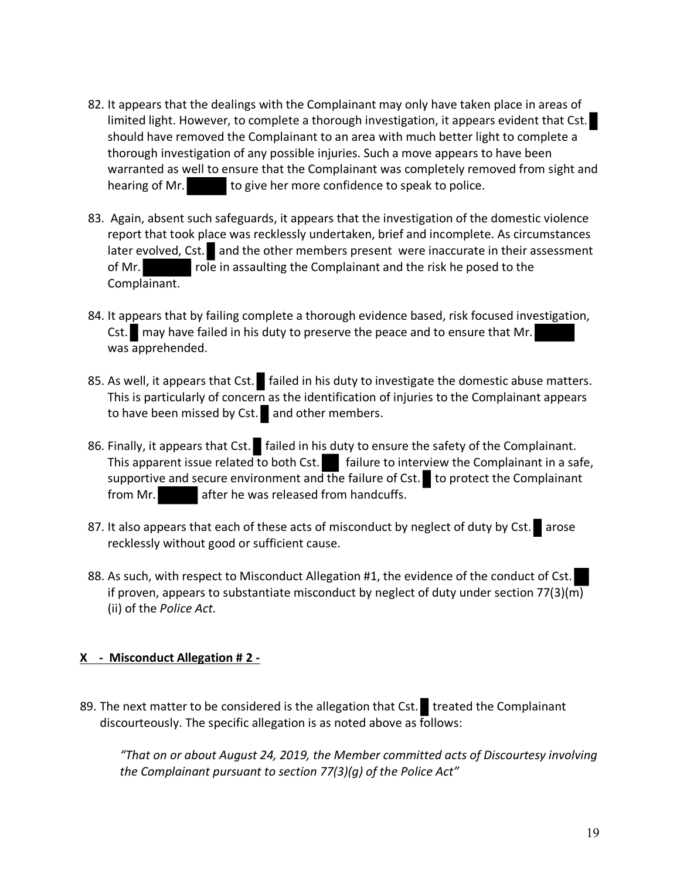82. It appears that the dealings with the Complainant may only have taken place in areas of limited light. However, to complete a thorough investigation, it appears evident that Cst. ██ should have removed the Complainant to an area with much better light to complete a thorough investigation of any possible injuries. Such a move appears to have been warranted as well to ensure that the Complainant was completely removed from sight and hearing of Mr. ██████ to give her more confidence to speak to police.

83. Again, absent such safeguards, it appears that the investigation of the domestic violence report that took place was recklessly undertaken, brief and incomplete. As circumstances later evolved, Cst. ██ and the other members present were inaccurate in their assessment of Mr. ██████ role in assaulting the Complainant and the risk he posed to the Complainant.

84. It appears that by failing complete a thorough evidence based, risk focused investigation, Cst. ██ may have failed in his duty to preserve the peace and to ensure that Mr. ██████ was apprehended.

85. As well, it appears that Cst. ██ failed in his duty to investigate the domestic abuse matters. This is particularly of concern as the identification of injuries to the Complainant appears to have been missed by Cst. ██ and other members.

86. Finally, it appears that Cst. ██ failed in his duty to ensure the safety of the Complainant. This apparent issue related to both Cst. ███ failure to interview the Complainant in a safe, supportive and secure environment and the failure of Cst. ██ to protect the Complainant from Mr. ██████ after he was released from handcuffs.

87. It also appears that each of these acts of misconduct by neglect of duty by Cst. ██ arose recklessly without good or sufficient cause.

88. As such, with respect to Misconduct Allegation #1, the evidence of the conduct of Cst. ███ if proven, appears to substantiate misconduct by neglect of duty under section 77(3)(m)(ii) of the *Police Act*.

## X - Misconduct Allegation # 2 -

89. The next matter to be considered is the allegation that Cst. ██ treated the Complainant discourteously. The specific allegation is as noted above as follows:

    *"That on or about August 24, 2019, the Member committed acts of Discourtesy involving the Complainant pursuant to section 77(3)(g) of the Police Act"*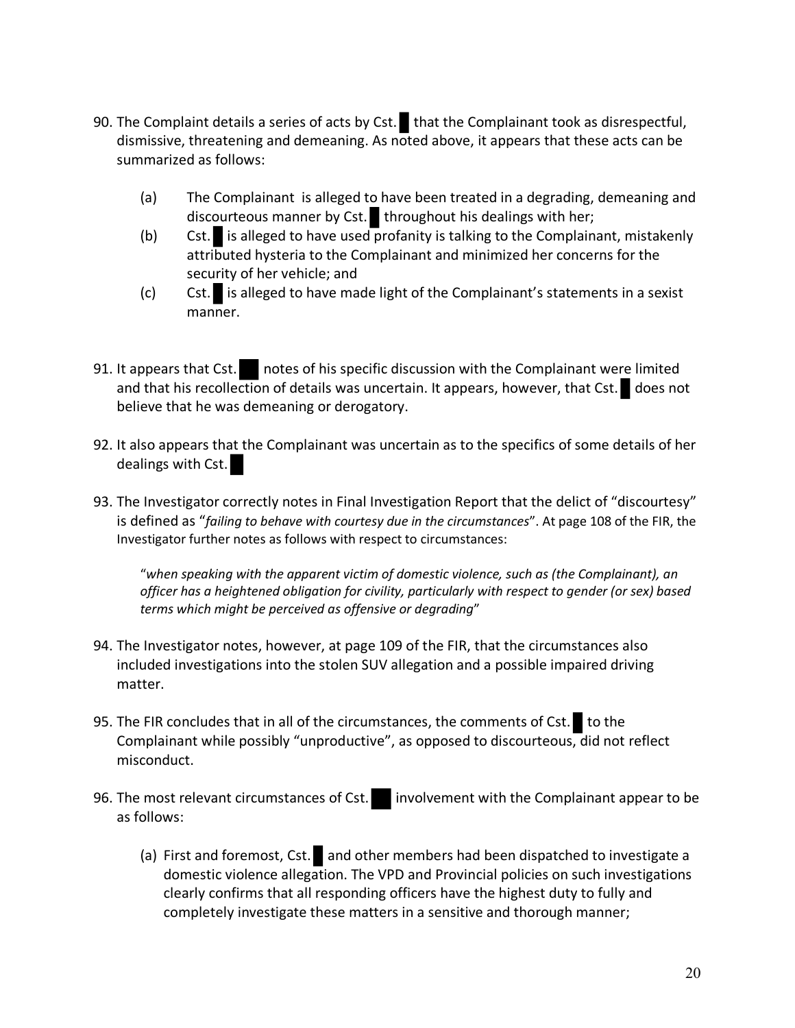90. The Complaint details a series of acts by Cst. █ that the Complainant took as disrespectful, dismissive, threatening and demeaning. As noted above, it appears that these acts can be summarized as follows:

    (a) The Complainant is alleged to have been treated in a degrading, demeaning and discourteous manner by Cst. █ throughout his dealings with her;

    (b) Cst. █ is alleged to have used profanity is talking to the Complainant, mistakenly attributed hysteria to the Complainant and minimized her concerns for the security of her vehicle; and

    (c) Cst. █ is alleged to have made light of the Complainant's statements in a sexist manner.

91. It appears that Cst. ███ notes of his specific discussion with the Complainant were limited and that his recollection of details was uncertain. It appears, however, that Cst. █ does not believe that he was demeaning or derogatory.

92. It also appears that the Complainant was uncertain as to the specifics of some details of her dealings with Cst. █

93. The Investigator correctly notes in Final Investigation Report that the delict of "discourtesy" is defined as "*failing to behave with courtesy due in the circumstances*". At page 108 of the FIR, the Investigator further notes as follows with respect to circumstances:

    "*when speaking with the apparent victim of domestic violence, such as (the Complainant), an officer has a heightened obligation for civility, particularly with respect to gender (or sex) based terms which might be perceived as offensive or degrading*"

94. The Investigator notes, however, at page 109 of the FIR, that the circumstances also included investigations into the stolen SUV allegation and a possible impaired driving matter.

95. The FIR concludes that in all of the circumstances, the comments of Cst. █ to the Complainant while possibly "unproductive", as opposed to discourteous, did not reflect misconduct.

96. The most relevant circumstances of Cst. ███ involvement with the Complainant appear to be as follows:

    (a) First and foremost, Cst. █ and other members had been dispatched to investigate a domestic violence allegation. The VPD and Provincial policies on such investigations clearly confirms that all responding officers have the highest duty to fully and completely investigate these matters in a sensitive and thorough manner;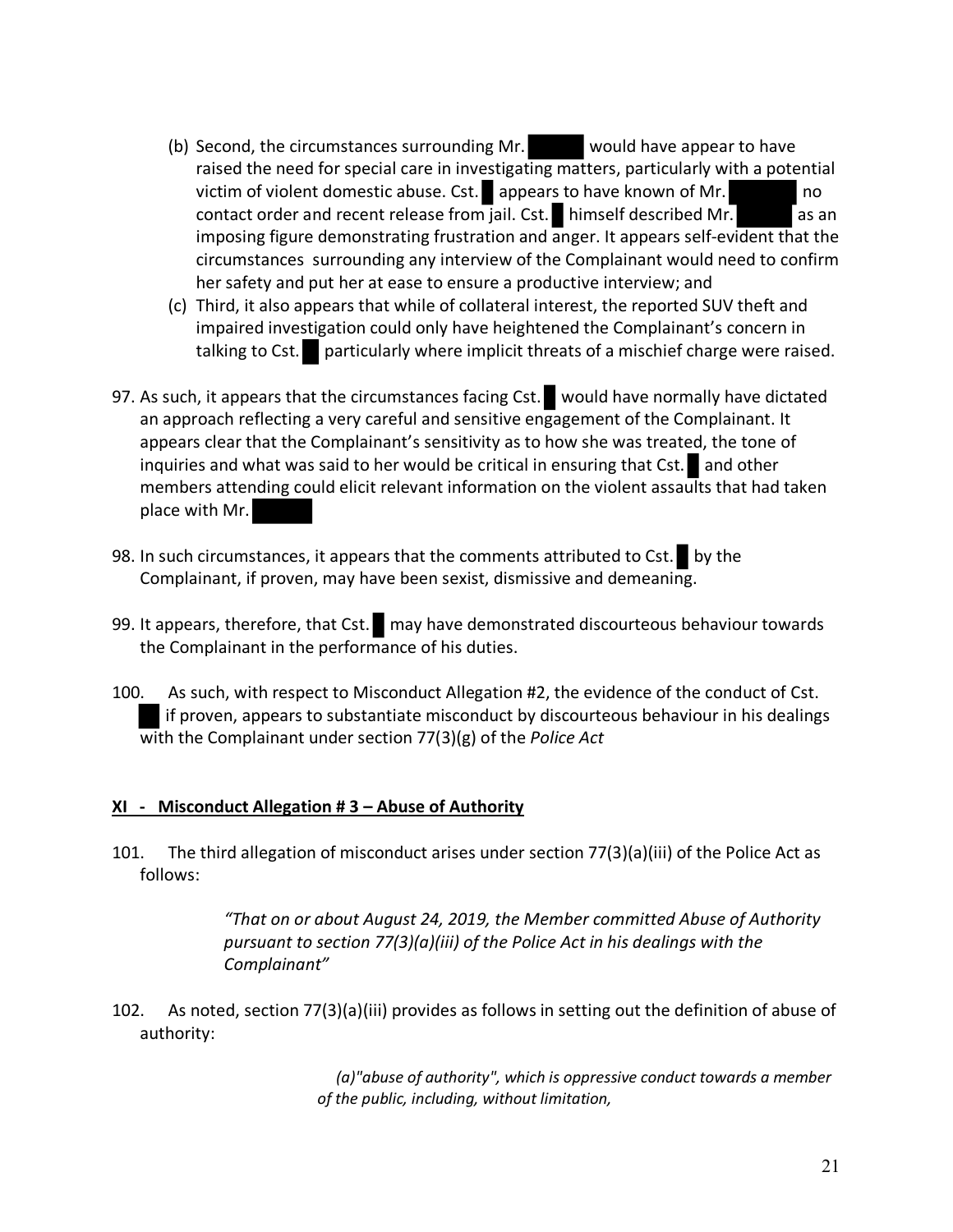(b) Second, the circumstances surrounding Mr. ██████ would have appear to have raised the need for special care in investigating matters, particularly with a potential victim of violent domestic abuse. Cst. █ appears to have known of Mr. ██████ no contact order and recent release from jail. Cst. █ himself described Mr. ██████ as an imposing figure demonstrating frustration and anger. It appears self-evident that the circumstances surrounding any interview of the Complainant would need to confirm her safety and put her at ease to ensure a productive interview; and

(c) Third, it also appears that while of collateral interest, the reported SUV theft and impaired investigation could only have heightened the Complainant's concern in talking to Cst. █ particularly where implicit threats of a mischief charge were raised.

97. As such, it appears that the circumstances facing Cst. █ would have normally have dictated an approach reflecting a very careful and sensitive engagement of the Complainant. It appears clear that the Complainant's sensitivity as to how she was treated, the tone of inquiries and what was said to her would be critical in ensuring that Cst. █ and other members attending could elicit relevant information on the violent assaults that had taken place with Mr. ██████

98. In such circumstances, it appears that the comments attributed to Cst. █ by the Complainant, if proven, may have been sexist, dismissive and demeaning.

99. It appears, therefore, that Cst. █ may have demonstrated discourteous behaviour towards the Complainant in the performance of his duties.

100. As such, with respect to Misconduct Allegation #2, the evidence of the conduct of Cst. ██ if proven, appears to substantiate misconduct by discourteous behaviour in his dealings with the Complainant under section 77(3)(g) of the *Police Act*

## **XI - Misconduct Allegation # 3 – Abuse of Authority**

101. The third allegation of misconduct arises under section 77(3)(a)(iii) of the Police Act as follows:

> *"That on or about August 24, 2019, the Member committed Abuse of Authority pursuant to section 77(3)(a)(iii) of the Police Act in his dealings with the Complainant"*

102. As noted, section 77(3)(a)(iii) provides as follows in setting out the definition of abuse of authority:

> *(a)"abuse of authority", which is oppressive conduct towards a member of the public, including, without limitation,*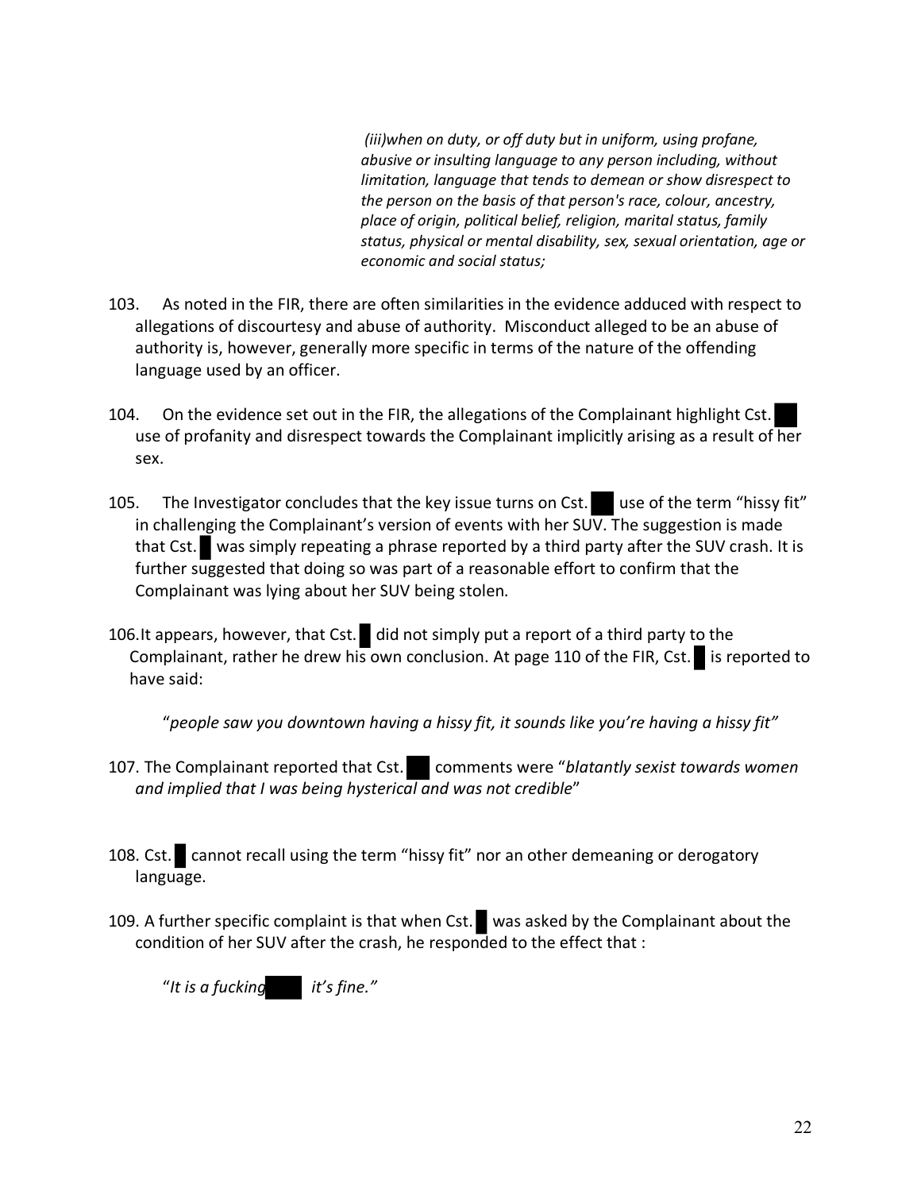*(iii)when on duty, or off duty but in uniform, using profane, abusive or insulting language to any person including, without limitation, language that tends to demean or show disrespect to the person on the basis of that person's race, colour, ancestry, place of origin, political belief, religion, marital status, family status, physical or mental disability, sex, sexual orientation, age or economic and social status;*

103. As noted in the FIR, there are often similarities in the evidence adduced with respect to allegations of discourtesy and abuse of authority. Misconduct alleged to be an abuse of authority is, however, generally more specific in terms of the nature of the offending language used by an officer.

104. On the evidence set out in the FIR, the allegations of the Complainant highlight Cst. ███ use of profanity and disrespect towards the Complainant implicitly arising as a result of her sex.

105. The Investigator concludes that the key issue turns on Cst. ███ use of the term "hissy fit" in challenging the Complainant's version of events with her SUV. The suggestion is made that Cst. █ was simply repeating a phrase reported by a third party after the SUV crash. It is further suggested that doing so was part of a reasonable effort to confirm that the Complainant was lying about her SUV being stolen.

106. It appears, however, that Cst. █ did not simply put a report of a third party to the Complainant, rather he drew his own conclusion. At page 110 of the FIR, Cst. █ is reported to have said:

"*people saw you downtown having a hissy fit, it sounds like you're having a hissy fit"*

107. The Complainant reported that Cst. ███ comments were "*blatantly sexist towards women and implied that I was being hysterical and was not credible*"

108. Cst. █ cannot recall using the term "hissy fit" nor an other demeaning or derogatory language.

109. A further specific complaint is that when Cst. █ was asked by the Complainant about the condition of her SUV after the crash, he responded to the effect that :

"*It is a fucking ███ it's fine."*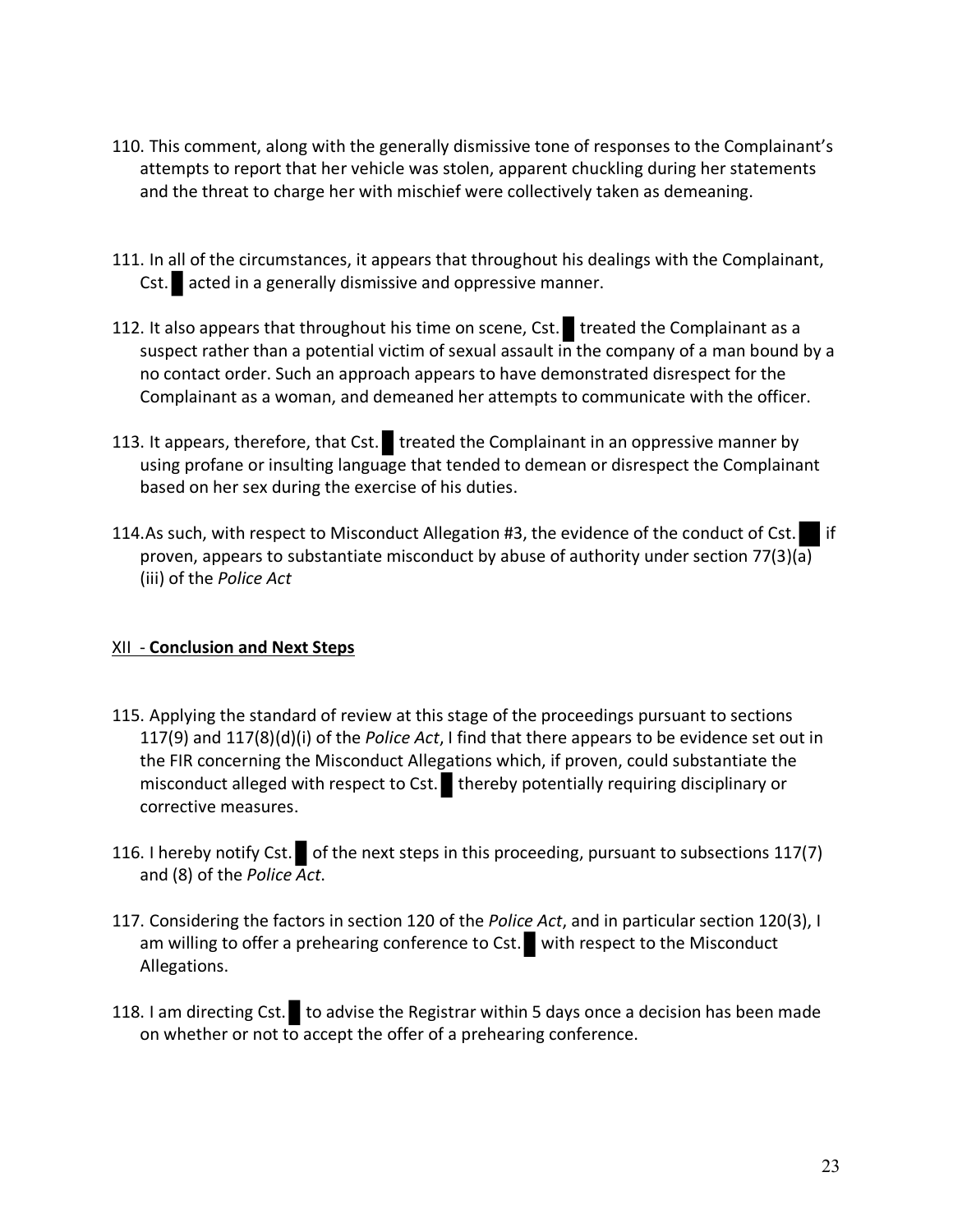110. This comment, along with the generally dismissive tone of responses to the Complainant's attempts to report that her vehicle was stolen, apparent chuckling during her statements and the threat to charge her with mischief were collectively taken as demeaning.

111. In all of the circumstances, it appears that throughout his dealings with the Complainant, Cst. █ acted in a generally dismissive and oppressive manner.

112. It also appears that throughout his time on scene, Cst. █ treated the Complainant as a suspect rather than a potential victim of sexual assault in the company of a man bound by a no contact order. Such an approach appears to have demonstrated disrespect for the Complainant as a woman, and demeaned her attempts to communicate with the officer.

113. It appears, therefore, that Cst. █ treated the Complainant in an oppressive manner by using profane or insulting language that tended to demean or disrespect the Complainant based on her sex during the exercise of his duties.

114. As such, with respect to Misconduct Allegation #3, the evidence of the conduct of Cst. █ if proven, appears to substantiate misconduct by abuse of authority under section 77(3)(a)(iii) of the *Police Act*

## XII - **Conclusion and Next Steps**

115. Applying the standard of review at this stage of the proceedings pursuant to sections 117(9) and 117(8)(d)(i) of the *Police Act*, I find that there appears to be evidence set out in the FIR concerning the Misconduct Allegations which, if proven, could substantiate the misconduct alleged with respect to Cst. █ thereby potentially requiring disciplinary or corrective measures.

116. I hereby notify Cst. █ of the next steps in this proceeding, pursuant to subsections 117(7) and (8) of the *Police Act*.

117. Considering the factors in section 120 of the *Police Act*, and in particular section 120(3), I am willing to offer a prehearing conference to Cst. █ with respect to the Misconduct Allegations.

118. I am directing Cst. █ to advise the Registrar within 5 days once a decision has been made on whether or not to accept the offer of a prehearing conference.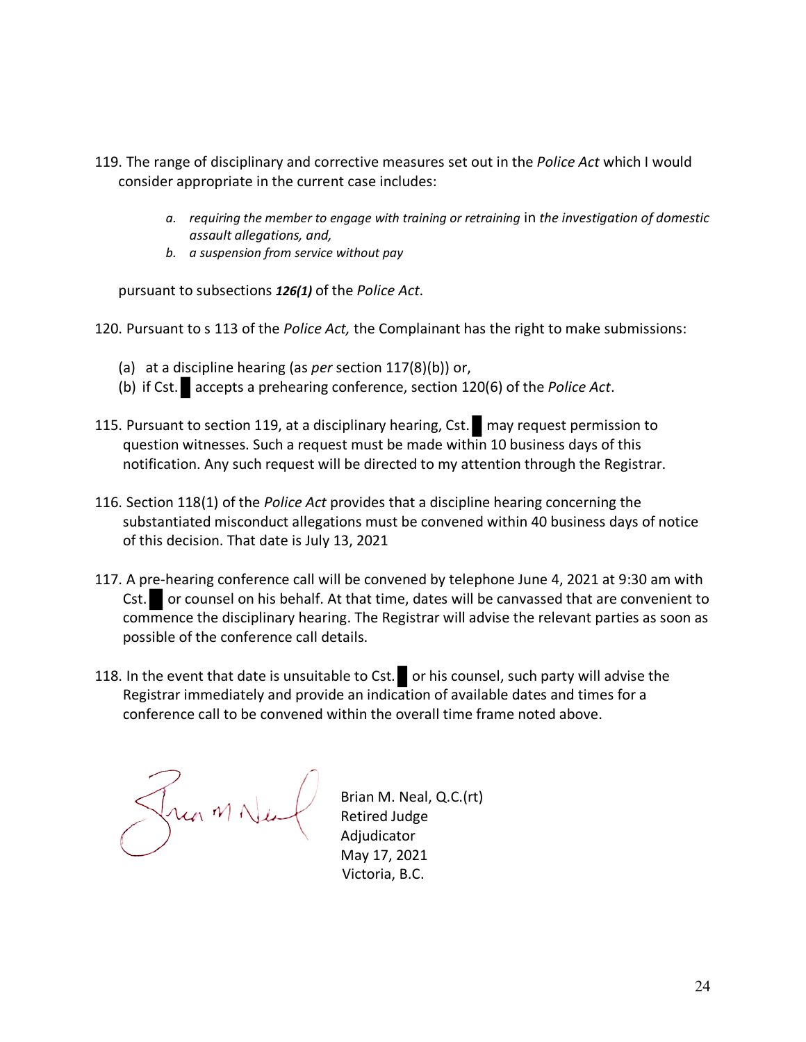119. The range of disciplinary and corrective measures set out in the *Police Act* which I would consider appropriate in the current case includes:

   a. *requiring the member to engage with training or retraining* in *the investigation of domestic assault allegations, and,*
   b. *a suspension from service without pay*

   pursuant to subsections ***126(1)*** of the *Police Act*.

120. Pursuant to s 113 of the *Police Act,* the Complainant has the right to make submissions:

   (a) at a discipline hearing (as *per* section 117(8)(b)) or,
   (b) if Cst. █ accepts a prehearing conference, section 120(6) of the *Police Act*.

115. Pursuant to section 119, at a disciplinary hearing, Cst. █ may request permission to question witnesses. Such a request must be made within 10 business days of this notification. Any such request will be directed to my attention through the Registrar.

116. Section 118(1) of the *Police Act* provides that a discipline hearing concerning the substantiated misconduct allegations must be convened within 40 business days of notice of this decision. That date is July 13, 2021

117. A pre-hearing conference call will be convened by telephone June 4, 2021 at 9:30 am with Cst. █ or counsel on his behalf. At that time, dates will be canvassed that are convenient to commence the disciplinary hearing. The Registrar will advise the relevant parties as soon as possible of the conference call details.

118. In the event that date is unsuitable to Cst. █ or his counsel, such party will advise the Registrar immediately and provide an indication of available dates and times for a conference call to be convened within the overall time frame noted above.

Brian M. Neal, Q.C.(rt)
Retired Judge
Adjudicator
May 17, 2021
Victoria, B.C.